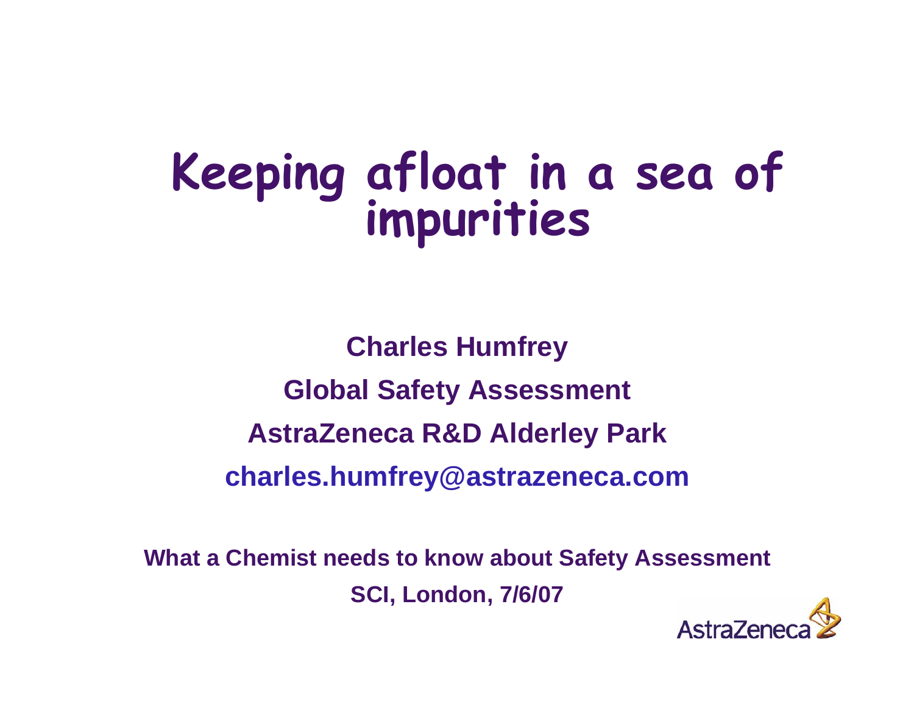# Keeping afloat in a sea of impurities

**Charles Humfrey**

**Global Safety Assessment**

**AstraZeneca R&D Alderley Park**

**charles.humfrey@astrazeneca.com**

**What a Chemist needs to know about Safety Assessment**

**SCI, London, 7/6/07**

AstraZeneca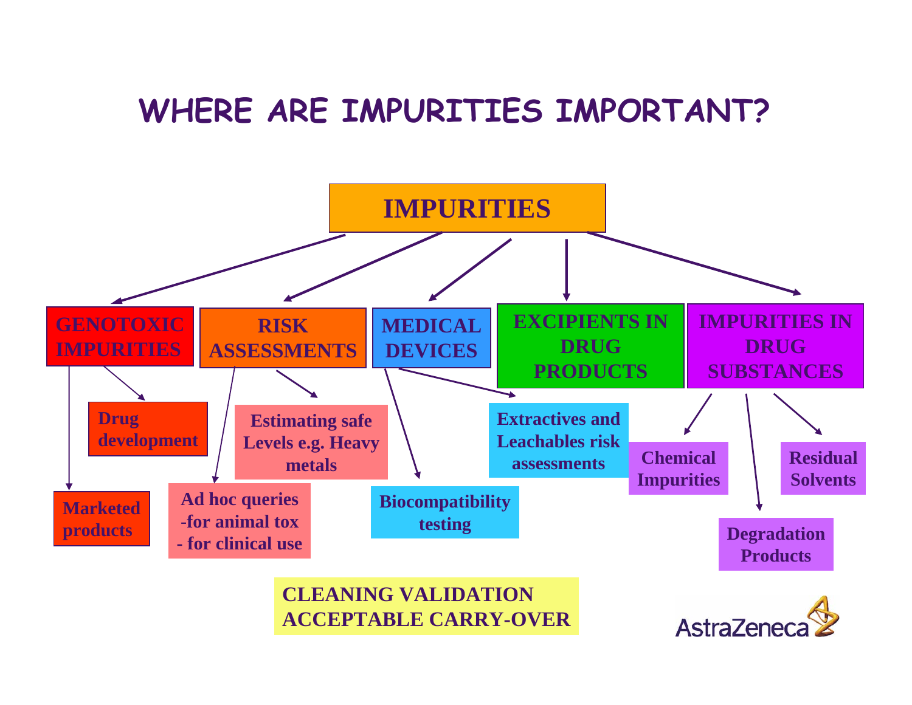# WHERE ARE IMPURITIES IMPORTANT?

**IMPURITIES**

- **GENOTOXIC IMPURITIES**
  - Drug development
  - Marketed products
- **RISK ASSESSMENTS**
  - Estimating safe Levels e.g. Heavy metals
  - Ad hoc queries
    - for animal tox
    - for clinical use
- **MEDICAL DEVICES**
  - Biocompatibility testing
  - Extractives and Leachables risk assessments
- **EXCIPIENTS IN DRUG PRODUCTS**
- **IMPURITIES IN DRUG SUBSTANCES**
  - Chemical Impurities
  - Degradation Products
  - Residual Solvents

**CLEANING VALIDATION ACCEPTABLE CARRY-OVER**

AstraZeneca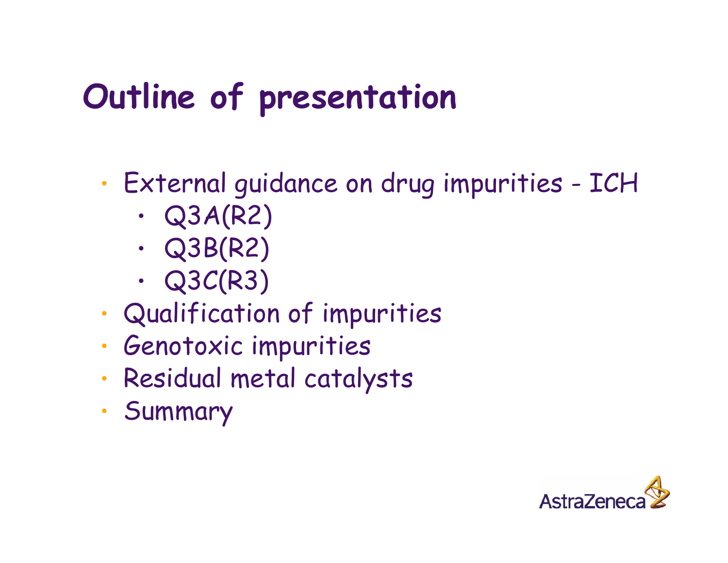# Outline of presentation

- External guidance on drug impurities - ICH
  - Q3A(R2)
  - Q3B(R2)
  - Q3C(R3)
- Qualification of impurities
- Genotoxic impurities
- Residual metal catalysts
- Summary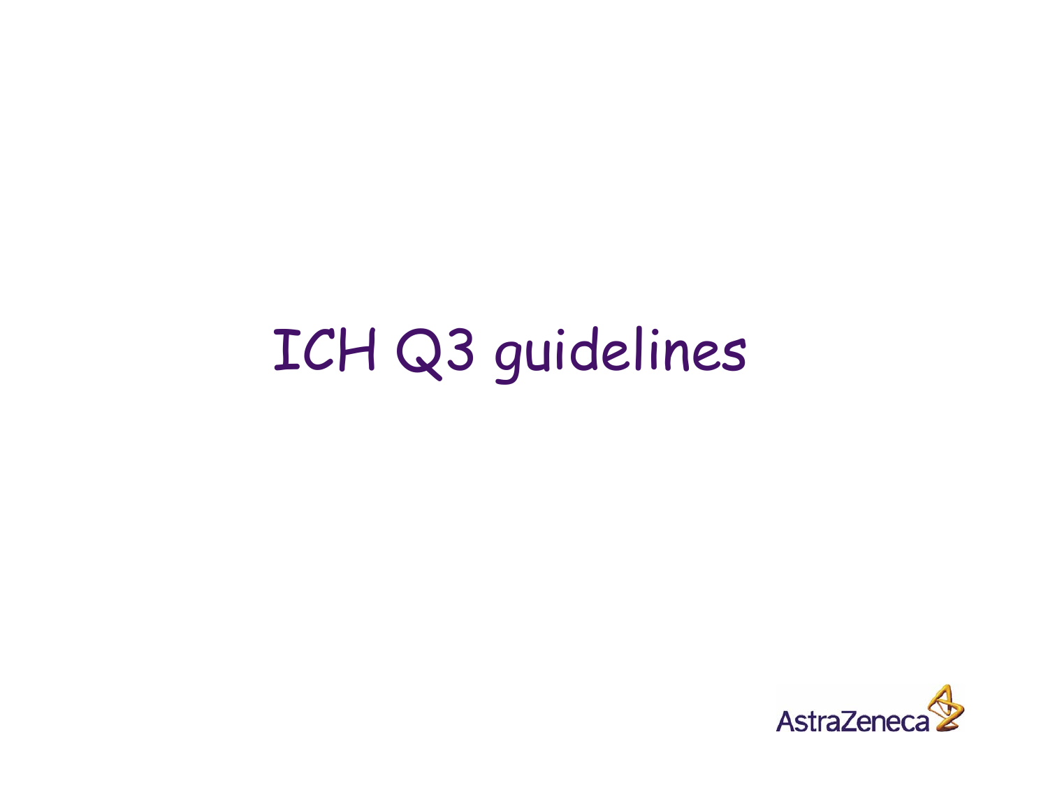# ICH Q3 guidelines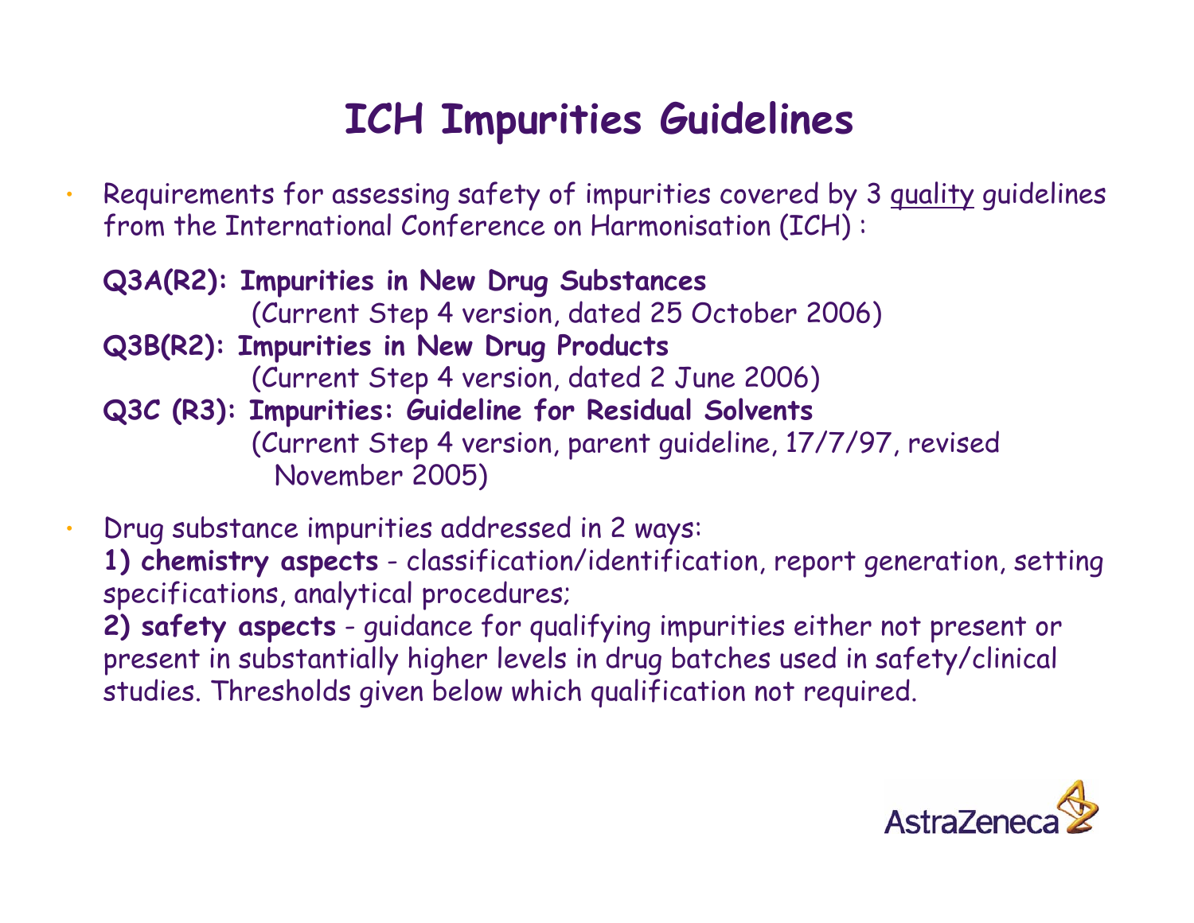# ICH Impurities Guidelines

- Requirements for assessing safety of impurities covered by 3 quality guidelines from the International Conference on Harmonisation (ICH) :

  **Q3A(R2): Impurities in New Drug Substances**
  (Current Step 4 version, dated 25 October 2006)

  **Q3B(R2): Impurities in New Drug Products**
  (Current Step 4 version, dated 2 June 2006)

  **Q3C (R3): Impurities: Guideline for Residual Solvents**
  (Current Step 4 version, parent guideline, 17/7/97, revised November 2005)

- Drug substance impurities addressed in 2 ways:
  **1) chemistry aspects** - classification/identification, report generation, setting specifications, analytical procedures;
  **2) safety aspects** - guidance for qualifying impurities either not present or present in substantially higher levels in drug batches used in safety/clinical studies. Thresholds given below which qualification not required.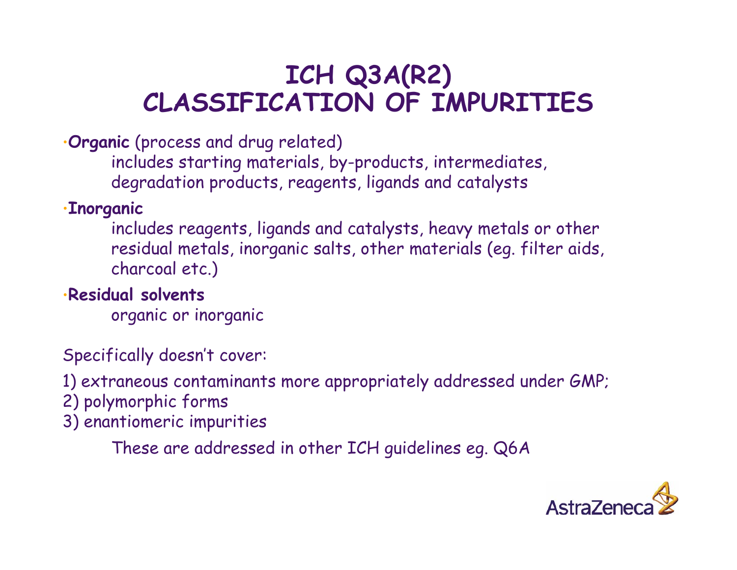# ICH Q3A(R2) CLASSIFICATION OF IMPURITIES

- **Organic** (process and drug related)
  includes starting materials, by-products, intermediates, degradation products, reagents, ligands and catalysts
- **Inorganic**
  includes reagents, ligands and catalysts, heavy metals or other residual metals, inorganic salts, other materials (eg. filter aids, charcoal etc.)
- **Residual solvents**
  organic or inorganic

Specifically doesn't cover:

1) extraneous contaminants more appropriately addressed under GMP;
2) polymorphic forms
3) enantiomeric impurities

These are addressed in other ICH guidelines eg. Q6A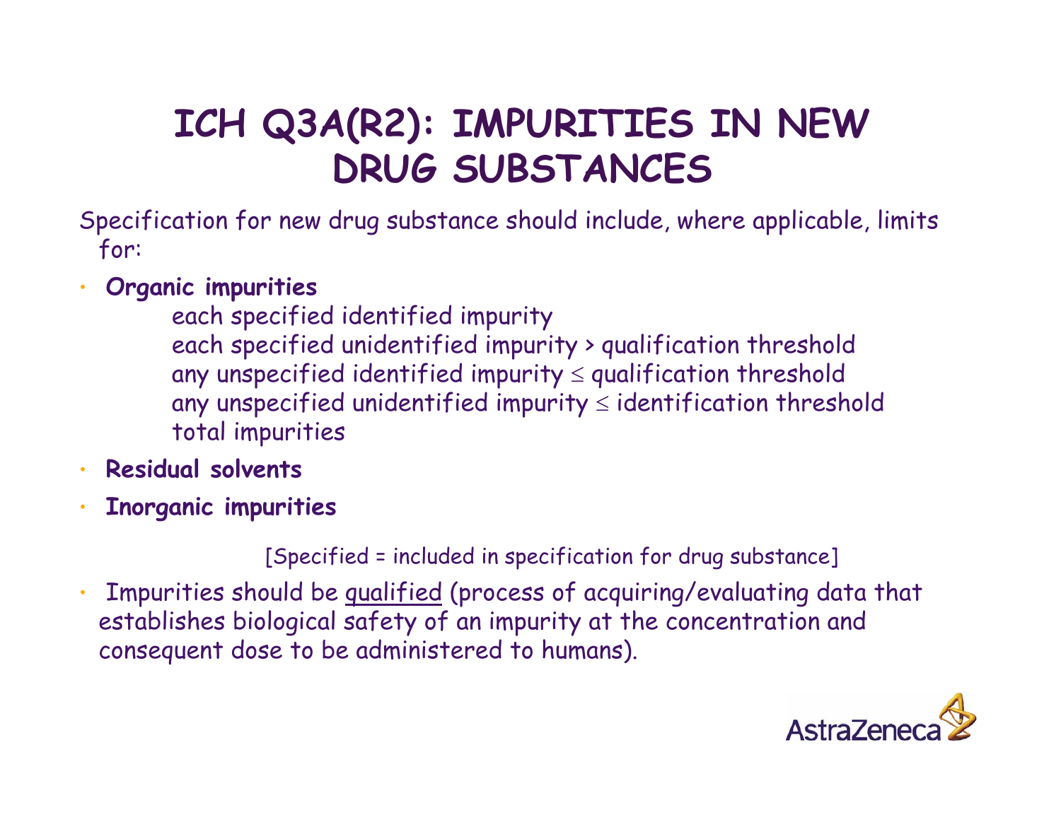# ICH Q3A(R2): IMPURITIES IN NEW DRUG SUBSTANCES

Specification for new drug substance should include, where applicable, limits for:

- **Organic impurities**
  - each specified identified impurity
  - each specified unidentified impurity > qualification threshold
  - any unspecified identified impurity ≤ qualification threshold
  - any unspecified unidentified impurity ≤ identification threshold
  - total impurities
- **Residual solvents**
- **Inorganic impurities**

[Specified = included in specification for drug substance]

- Impurities should be <u>qualified</u> (process of acquiring/evaluating data that establishes biological safety of an impurity at the concentration and consequent dose to be administered to humans).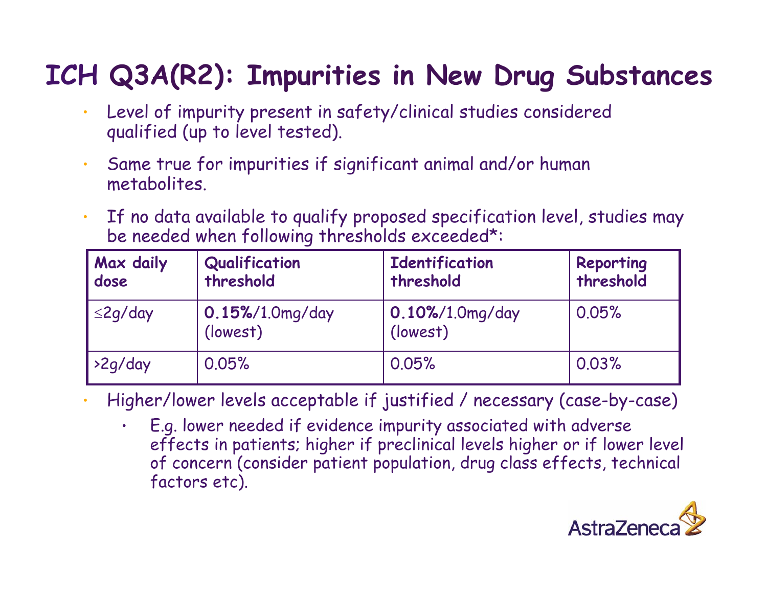# ICH Q3A(R2): Impurities in New Drug Substances

- Level of impurity present in safety/clinical studies considered qualified (up to level tested).
- Same true for impurities if significant animal and/or human metabolites.
- If no data available to qualify proposed specification level, studies may be needed when following thresholds exceeded*:

| Max daily dose | Qualification threshold | Identification threshold | Reporting threshold |
|---|---|---|---|
| ≤2g/day | **0.15%**/1.0mg/day (lowest) | **0.10%**/1.0mg/day (lowest) | 0.05% |
| >2g/day | 0.05% | 0.05% | 0.03% |

- Higher/lower levels acceptable if justified / necessary (case-by-case)
  - E.g. lower needed if evidence impurity associated with adverse effects in patients; higher if preclinical levels higher or if lower level of concern (consider patient population, drug class effects, technical factors etc).

AstraZeneca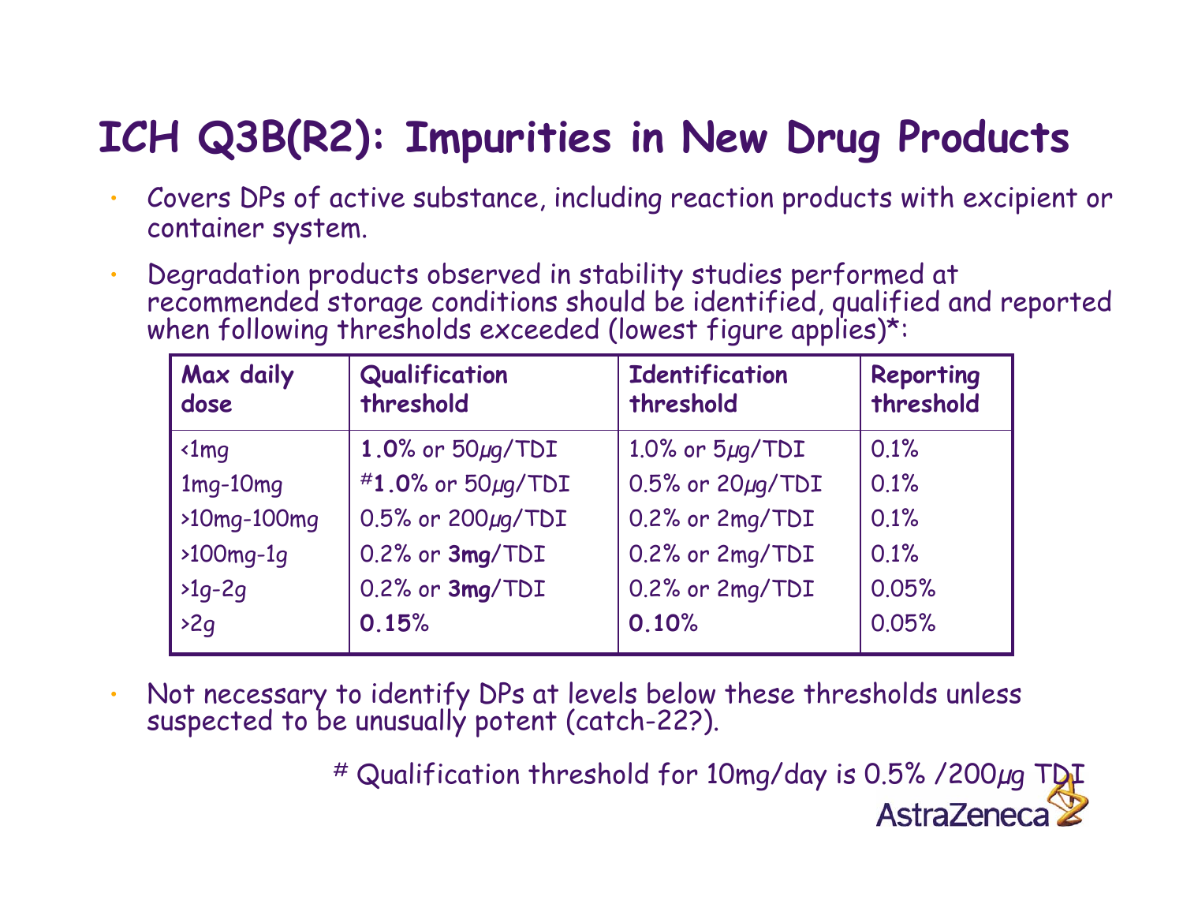# ICH Q3B(R2): Impurities in New Drug Products

- Covers DPs of active substance, including reaction products with excipient or container system.
- Degradation products observed in stability studies performed at recommended storage conditions should be identified, qualified and reported when following thresholds exceeded (lowest figure applies)*:

| Max daily dose | Qualification threshold | Identification threshold | Reporting threshold |
|---|---|---|---|
| <1mg | **1.0**% or 50µg/TDI | 1.0% or 5µg/TDI | 0.1% |
| 1mg-10mg | #**1.0**% or 50µg/TDI | 0.5% or 20µg/TDI | 0.1% |
| >10mg-100mg | 0.5% or 200µg/TDI | 0.2% or 2mg/TDI | 0.1% |
| >100mg-1g | 0.2% or **3mg**/TDI | 0.2% or 2mg/TDI | 0.1% |
| >1g-2g | 0.2% or **3mg**/TDI | 0.2% or 2mg/TDI | 0.05% |
| >2g | **0.15**% | **0.10**% | 0.05% |

- Not necessary to identify DPs at levels below these thresholds unless suspected to be unusually potent (catch-22?).

# Qualification threshold for 10mg/day is 0.5% /200µg TDI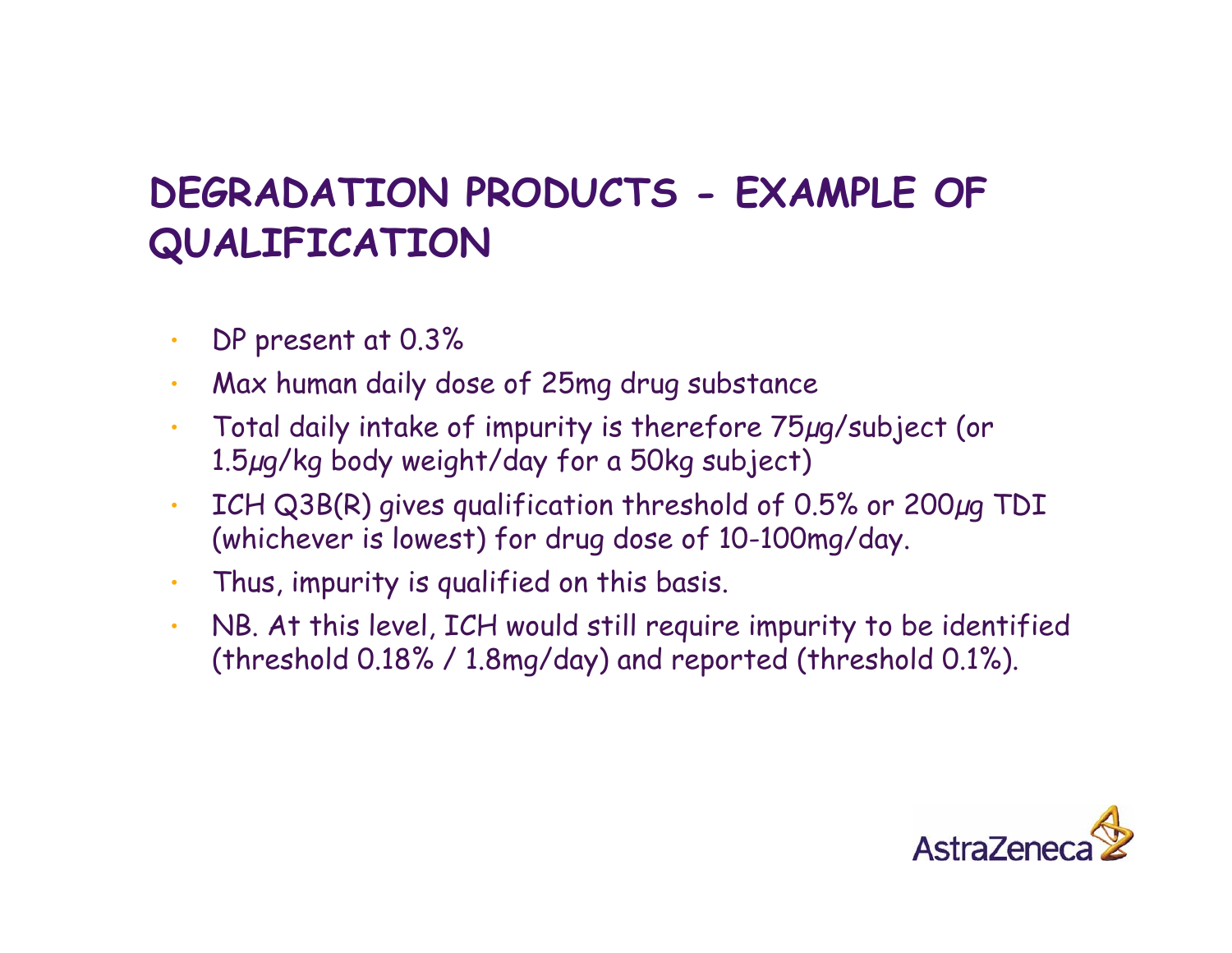# DEGRADATION PRODUCTS - EXAMPLE OF QUALIFICATION

- DP present at 0.3%
- Max human daily dose of 25mg drug substance
- Total daily intake of impurity is therefore 75µg/subject (or 1.5µg/kg body weight/day for a 50kg subject)
- ICH Q3B(R) gives qualification threshold of 0.5% or 200µg TDI (whichever is lowest) for drug dose of 10-100mg/day.
- Thus, impurity is qualified on this basis.
- NB. At this level, ICH would still require impurity to be identified (threshold 0.18% / 1.8mg/day) and reported (threshold 0.1%).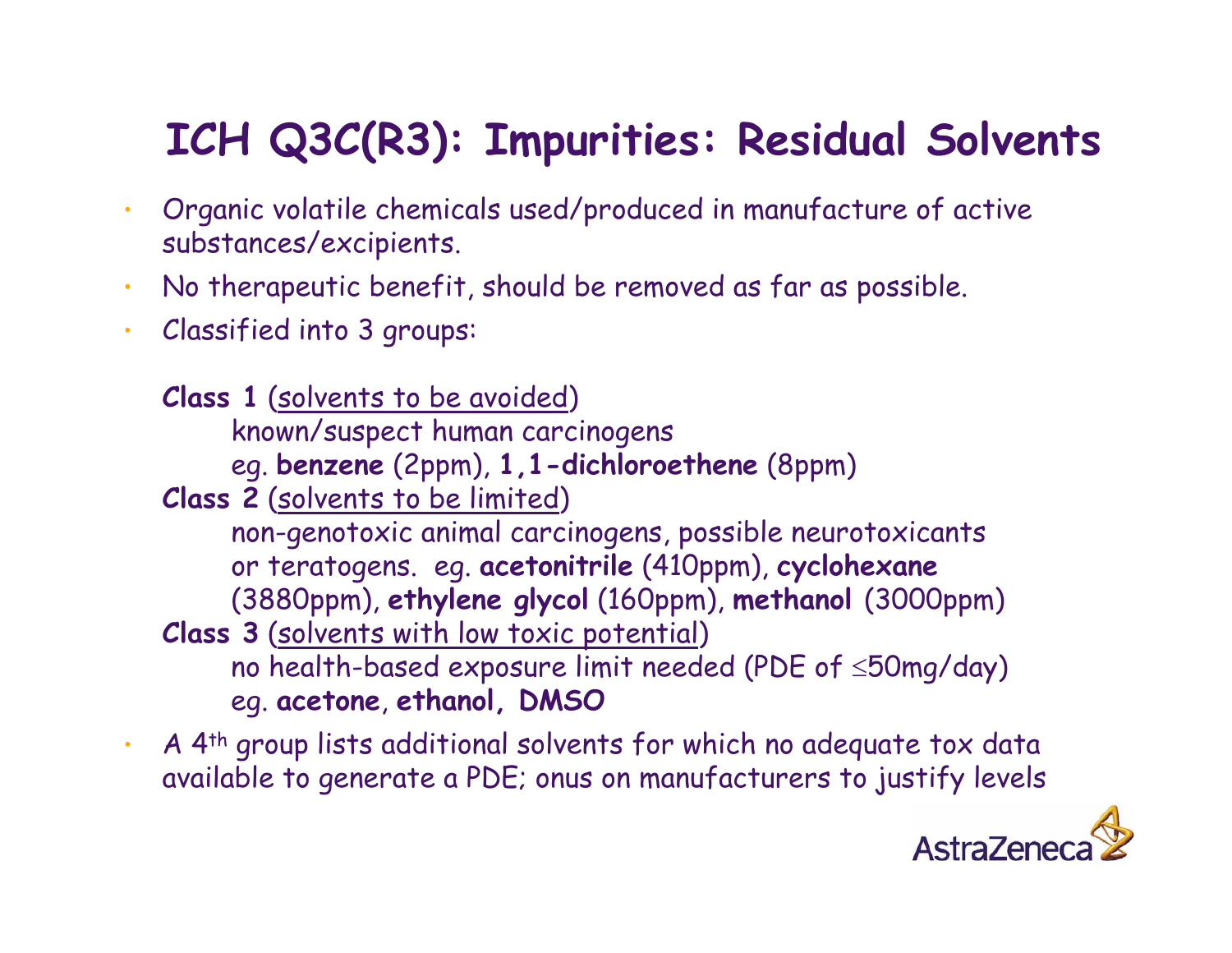# ICH Q3C(R3): Impurities: Residual Solvents

- Organic volatile chemicals used/produced in manufacture of active substances/excipients.
- No therapeutic benefit, should be removed as far as possible.
- Classified into 3 groups:

  **Class 1** (<u>solvents to be avoided</u>)
  known/suspect human carcinogens
  eg. **benzene** (2ppm), **1,1-dichloroethene** (8ppm)

  **Class 2** (<u>solvents to be limited</u>)
  non-genotoxic animal carcinogens, possible neurotoxicants or teratogens. eg. **acetonitrile** (410ppm), **cyclohexane** (3880ppm), **ethylene glycol** (160ppm), **methanol** (3000ppm)

  **Class 3** (<u>solvents with low toxic potential</u>)
  no health-based exposure limit needed (PDE of ≤50mg/day)
  eg. **acetone**, **ethanol, DMSO**

- A 4th group lists additional solvents for which no adequate tox data available to generate a PDE; onus on manufacturers to justify levels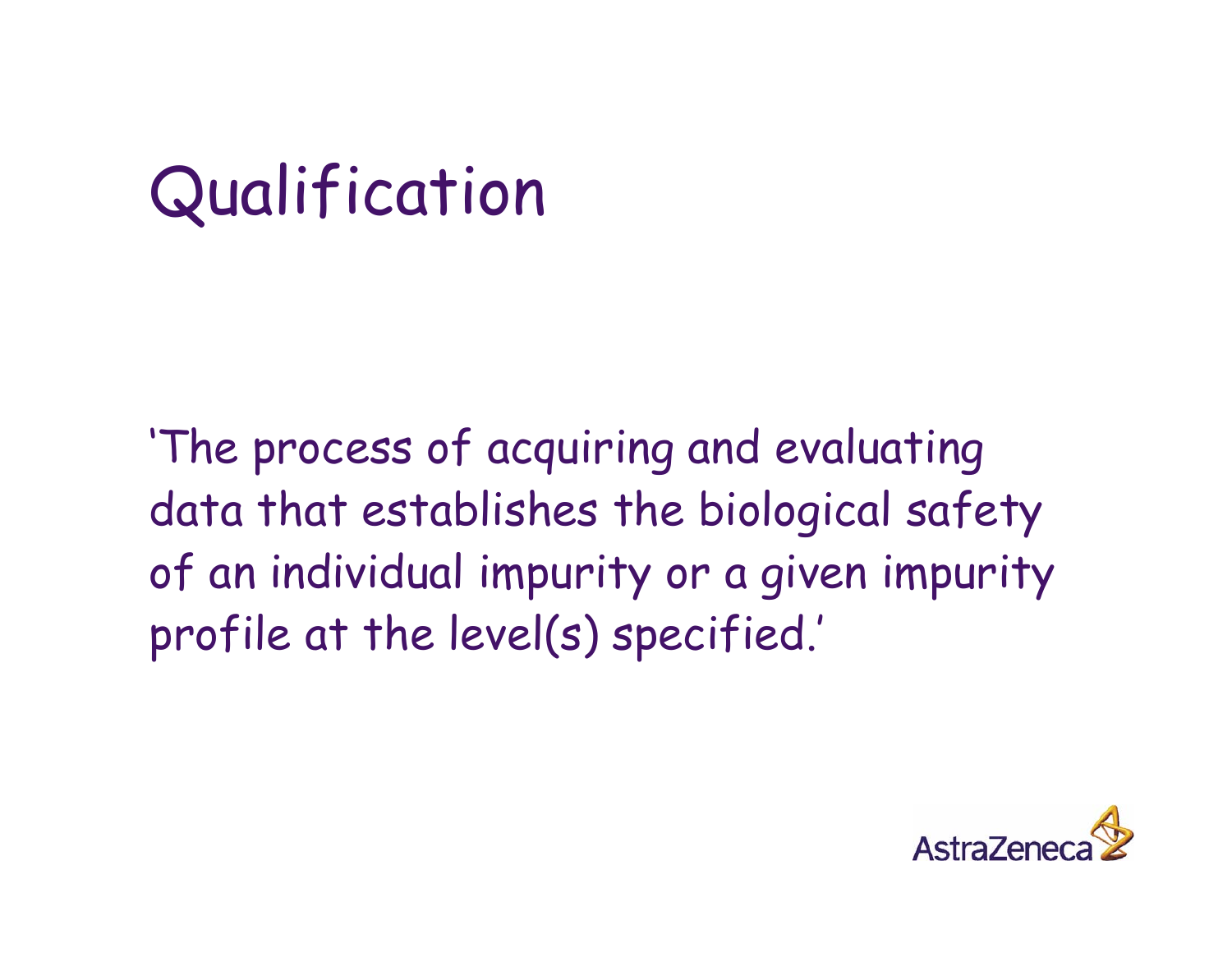# Qualification

'The process of acquiring and evaluating data that establishes the biological safety of an individual impurity or a given impurity profile at the level(s) specified.'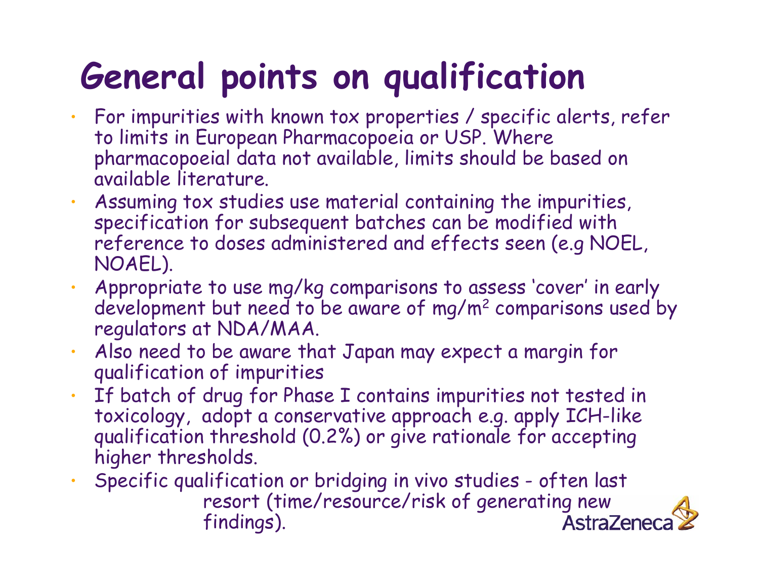# General points on qualification

- For impurities with known tox properties / specific alerts, refer to limits in European Pharmacopoeia or USP. Where pharmacopoeial data not available, limits should be based on available literature.
- Assuming tox studies use material containing the impurities, specification for subsequent batches can be modified with reference to doses administered and effects seen (e.g NOEL, NOAEL).
- Appropriate to use mg/kg comparisons to assess 'cover' in early development but need to be aware of $mg/m^2$ comparisons used by regulators at NDA/MAA.
- Also need to be aware that Japan may expect a margin for qualification of impurities
- If batch of drug for Phase I contains impurities not tested in toxicology, adopt a conservative approach e.g. apply ICH-like qualification threshold (0.2%) or give rationale for accepting higher thresholds.
- Specific qualification or bridging in vivo studies - often last resort (time/resource/risk of generating new findings).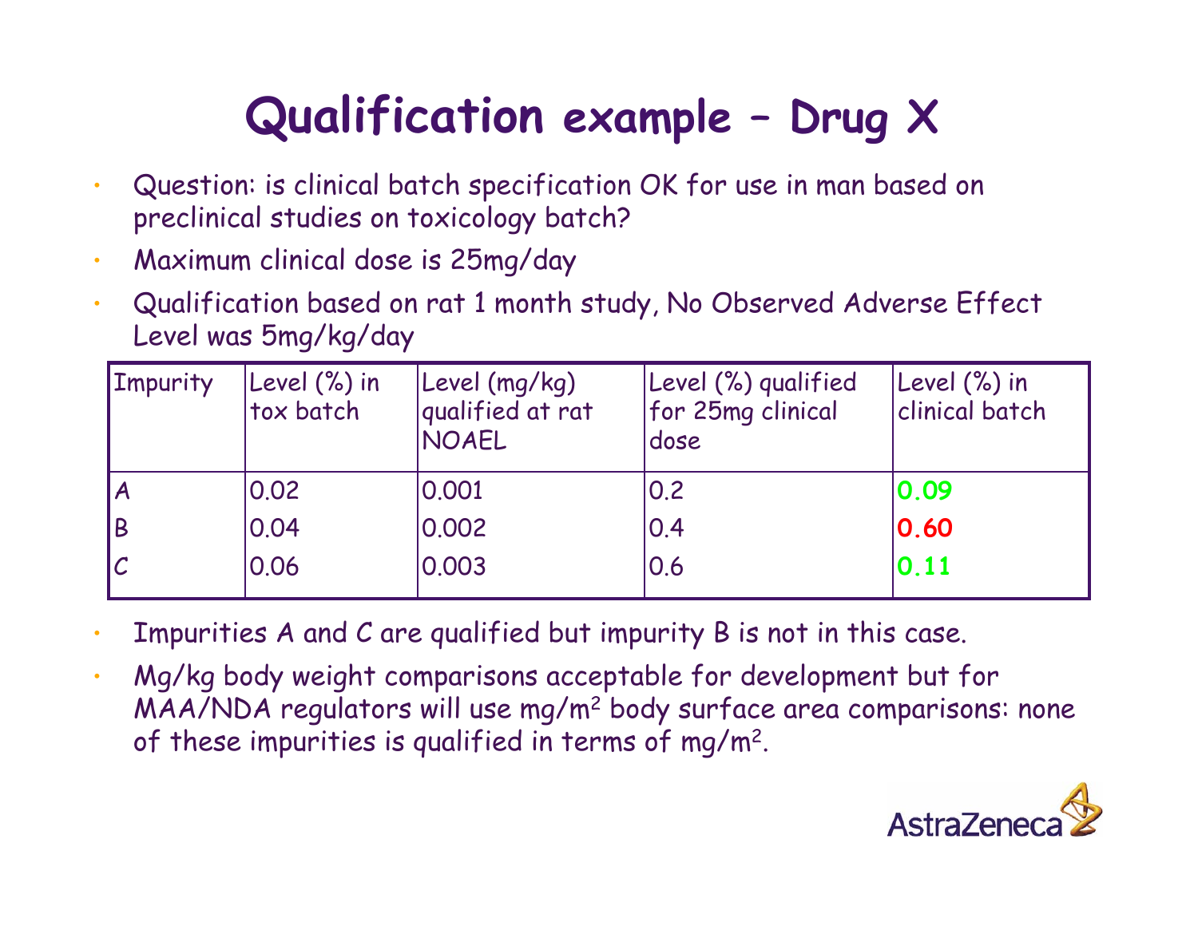# Qualification example – Drug X

- Question: is clinical batch specification OK for use in man based on preclinical studies on toxicology batch?
- Maximum clinical dose is 25mg/day
- Qualification based on rat 1 month study, No Observed Adverse Effect Level was 5mg/kg/day

| Impurity | Level (%) in tox batch | Level (mg/kg) qualified at rat NOAEL | Level (%) qualified for 25mg clinical dose | Level (%) in clinical batch |
|---|---|---|---|---|
| A | 0.02 | 0.001 | 0.2 | **0.09** |
| B | 0.04 | 0.002 | 0.4 | **0.60** |
| C | 0.06 | 0.003 | 0.6 | **0.11** |

- Impurities A and C are qualified but impurity B is not in this case.
- Mg/kg body weight comparisons acceptable for development but for MAA/NDA regulators will use mg/m$^2$ body surface area comparisons: none of these impurities is qualified in terms of mg/m$^2$.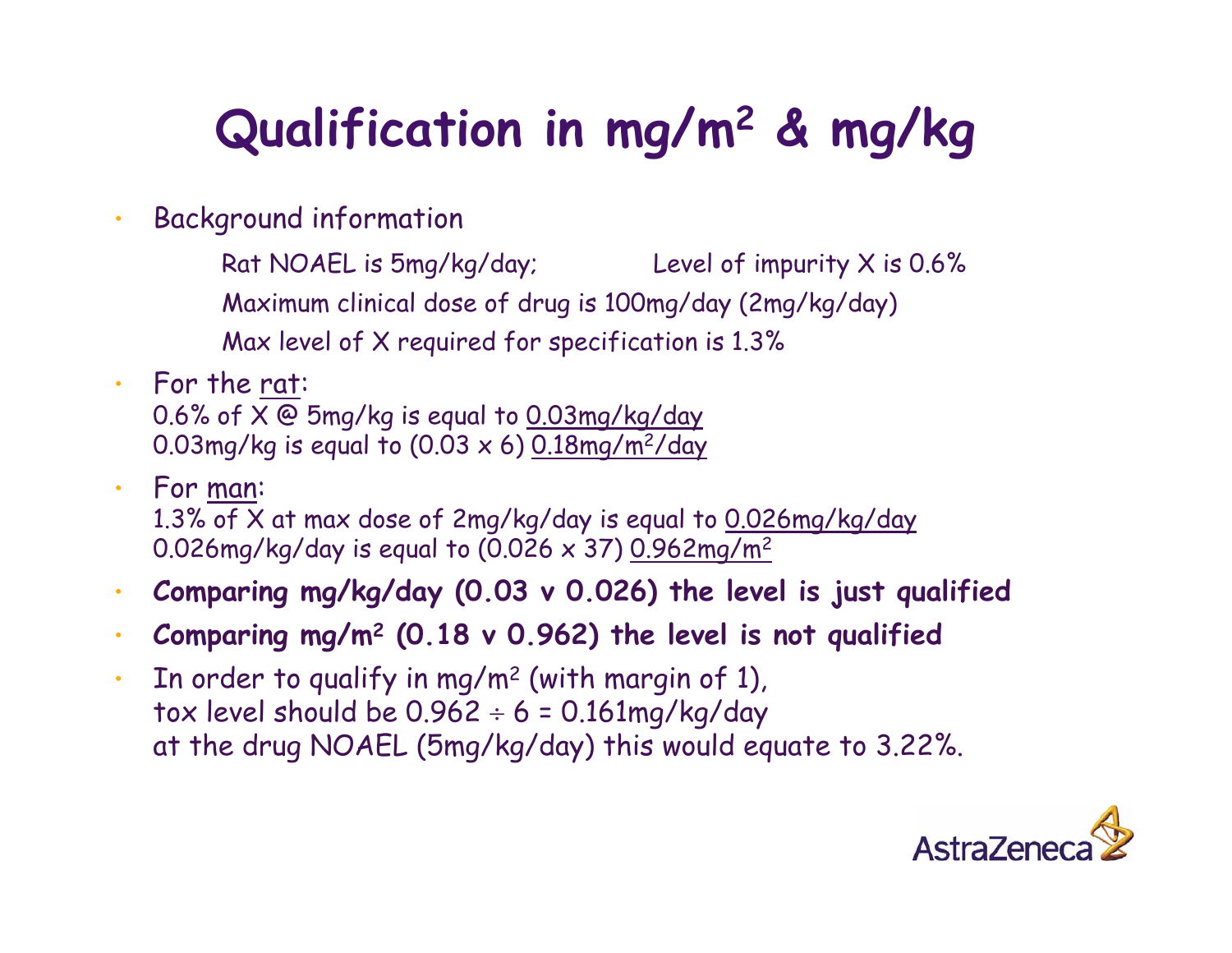# Qualification in $mg/m^2$ & mg/kg

- Background information

  Rat NOAEL is 5mg/kg/day; Level of impurity X is 0.6%

  Maximum clinical dose of drug is 100mg/day (2mg/kg/day)

  Max level of X required for specification is 1.3%

- For the rat:
  0.6% of X @ 5mg/kg is equal to 0.03mg/kg/day
  0.03mg/kg is equal to (0.03 x 6) $0.18mg/m^2/day$

- For man:
  1.3% of X at max dose of 2mg/kg/day is equal to 0.026mg/kg/day
  0.026mg/kg/day is equal to (0.026 x 37) $0.962mg/m^2$

- **Comparing mg/kg/day (0.03 v 0.026) the level is just qualified**

- **Comparing $mg/m^2$ (0.18 v 0.962) the level is not qualified**

- In order to qualify in $mg/m^2$ (with margin of 1),
  tox level should be $0.962 \div 6$ = 0.161mg/kg/day
  at the drug NOAEL (5mg/kg/day) this would equate to 3.22%.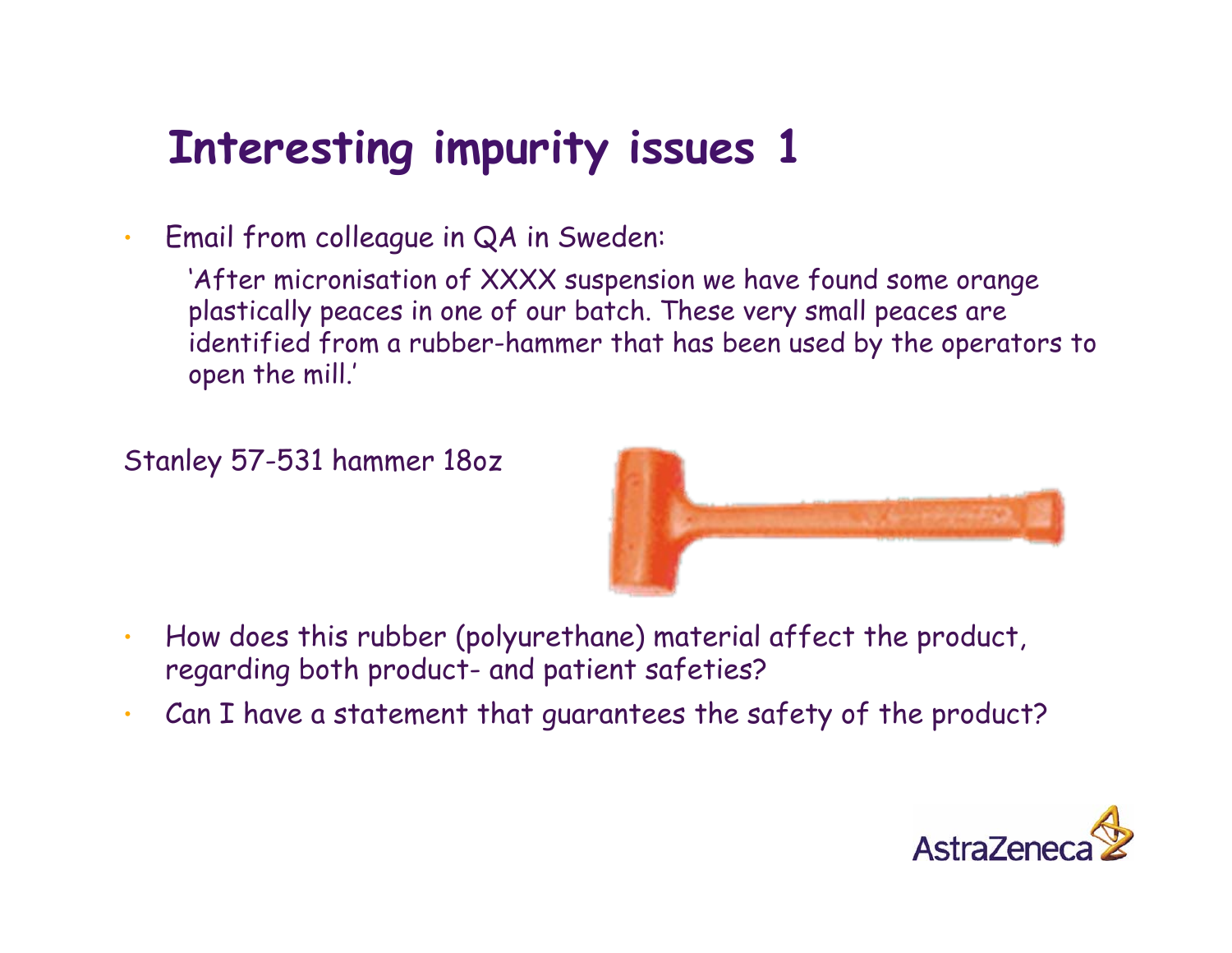# Interesting impurity issues 1

- Email from colleague in QA in Sweden:

  'After micronisation of XXXX suspension we have found some orange plastically peaces in one of our batch. These very small peaces are identified from a rubber-hammer that has been used by the operators to open the mill.'

Stanley 57-531 hammer 18oz

- How does this rubber (polyurethane) material affect the product, regarding both product- and patient safeties?
- Can I have a statement that guarantees the safety of the product?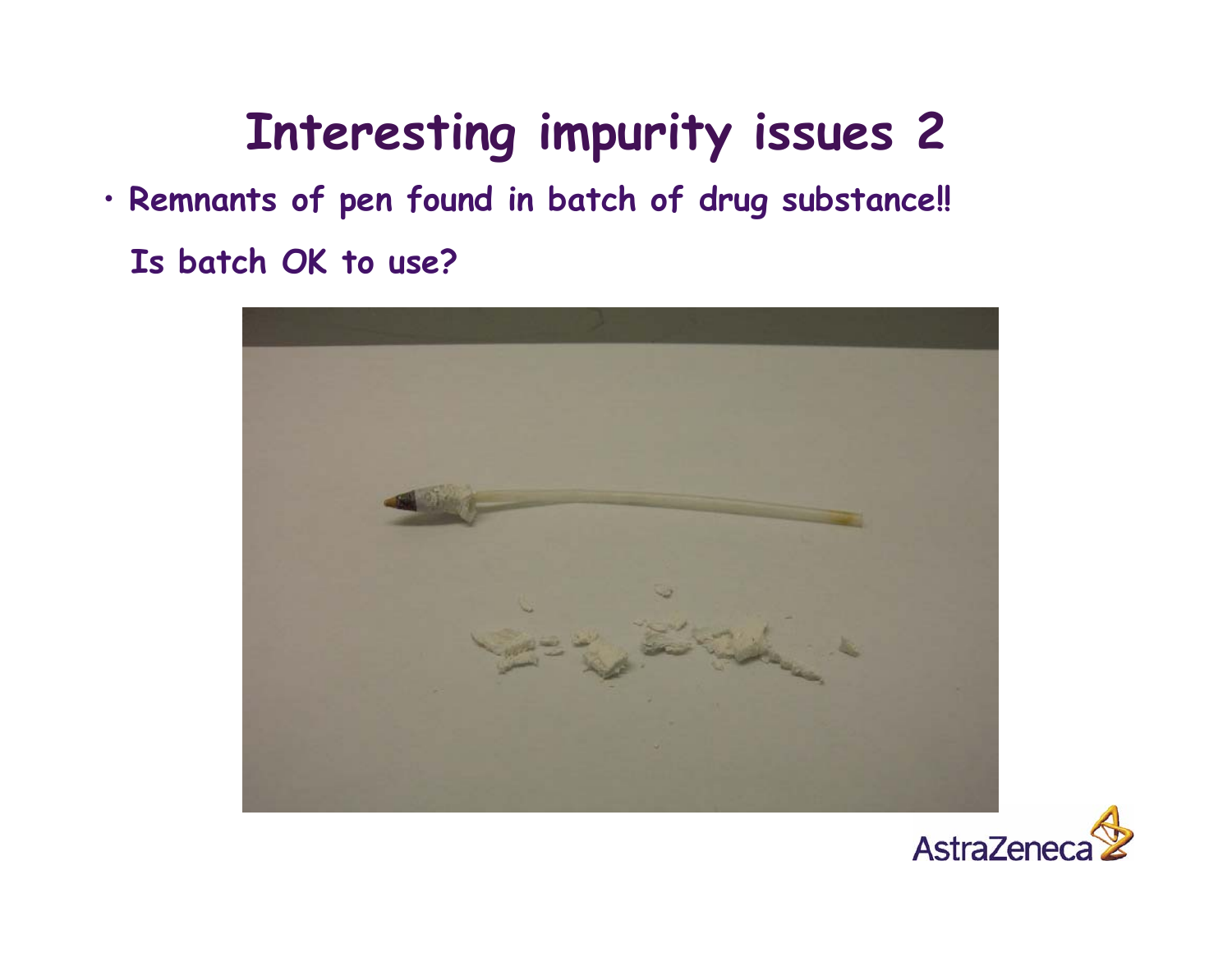# Interesting impurity issues 2

- Remnants of pen found in batch of drug substance!!

  Is batch OK to use?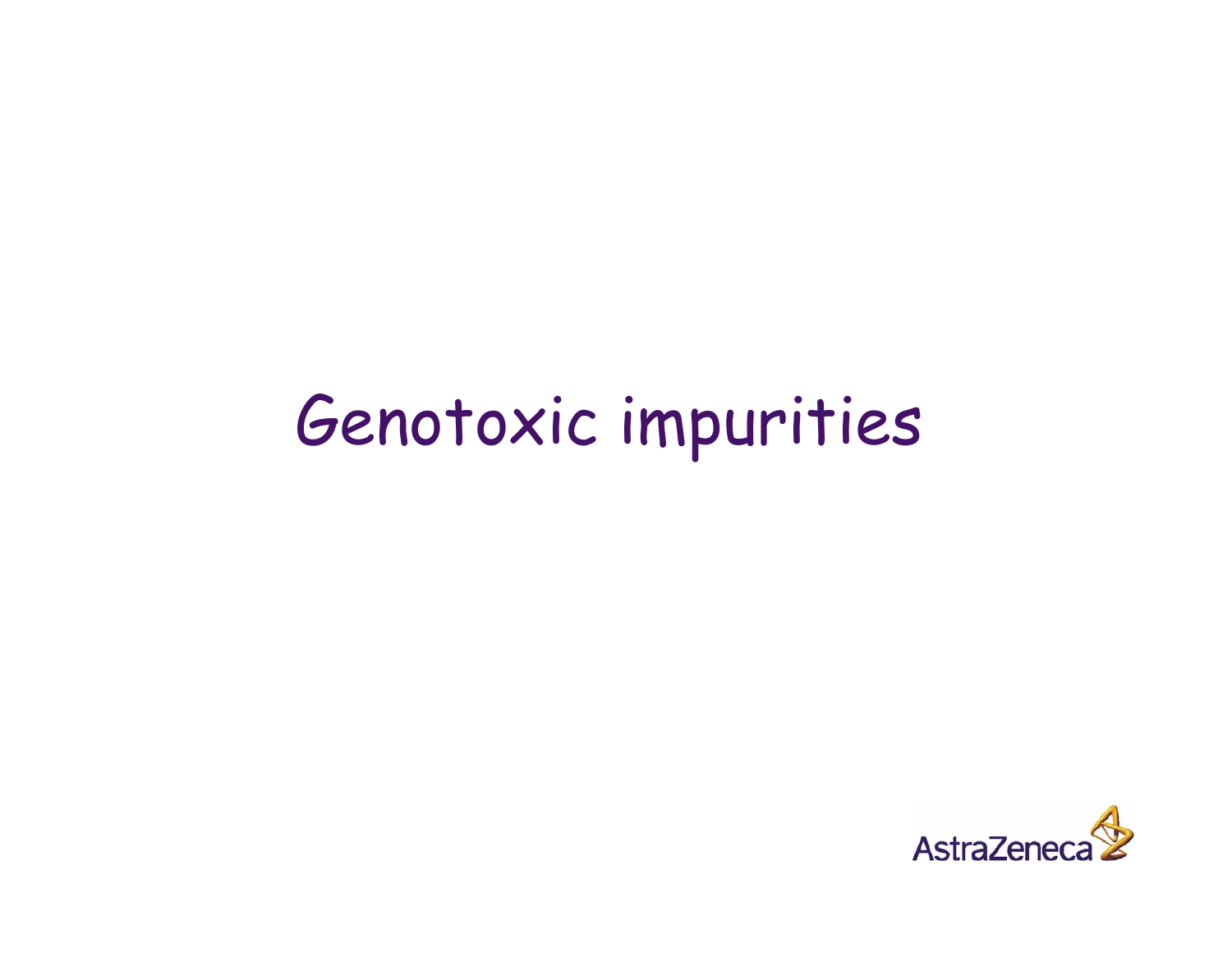# Genotoxic impurities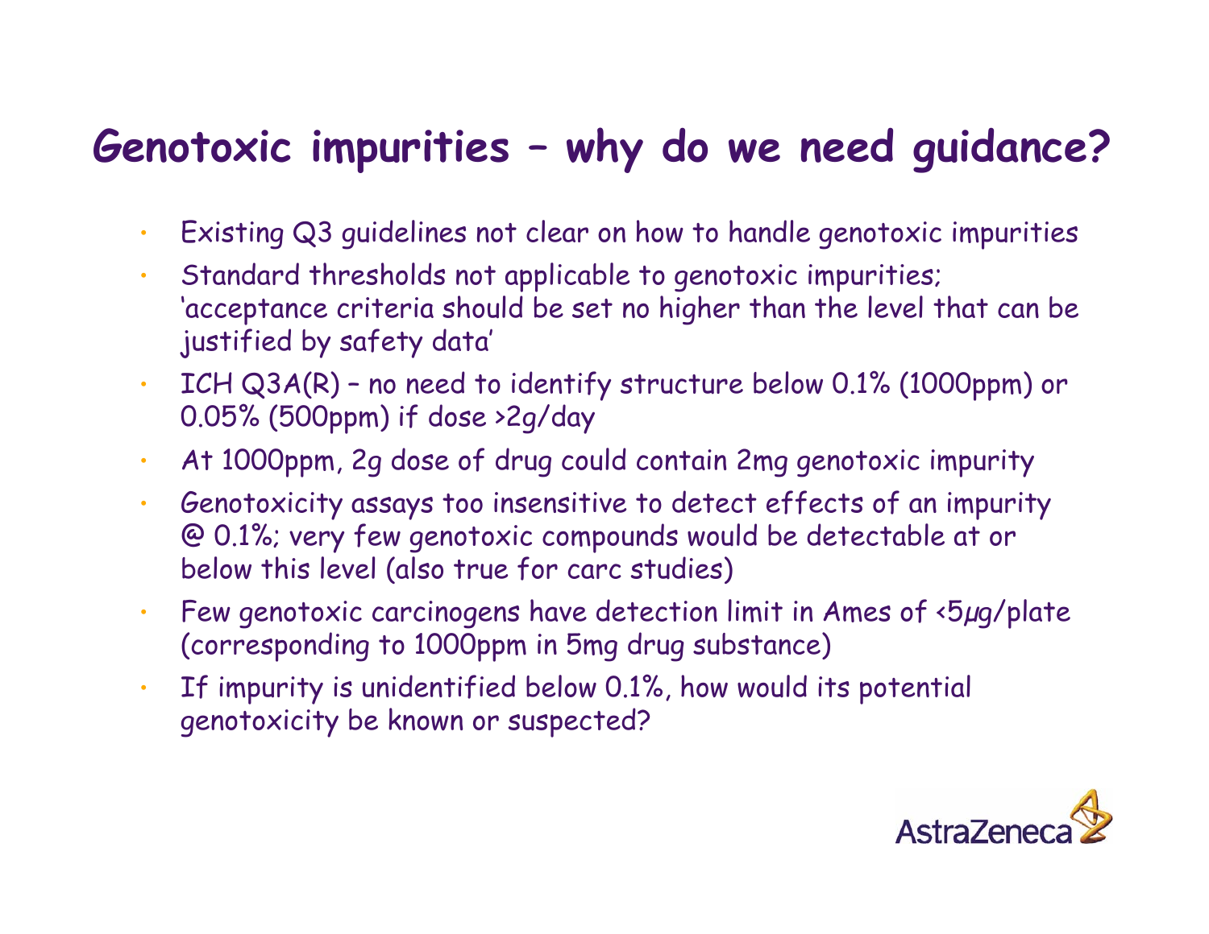# Genotoxic impurities – why do we need guidance?

- Existing Q3 guidelines not clear on how to handle genotoxic impurities
- Standard thresholds not applicable to genotoxic impurities; 'acceptance criteria should be set no higher than the level that can be justified by safety data'
- ICH Q3A(R) – no need to identify structure below 0.1% (1000ppm) or 0.05% (500ppm) if dose >2g/day
- At 1000ppm, 2g dose of drug could contain 2mg genotoxic impurity
- Genotoxicity assays too insensitive to detect effects of an impurity @ 0.1%; very few genotoxic compounds would be detectable at or below this level (also true for carc studies)
- Few genotoxic carcinogens have detection limit in Ames of <5µg/plate (corresponding to 1000ppm in 5mg drug substance)
- If impurity is unidentified below 0.1%, how would its potential genotoxicity be known or suspected?

AstraZeneca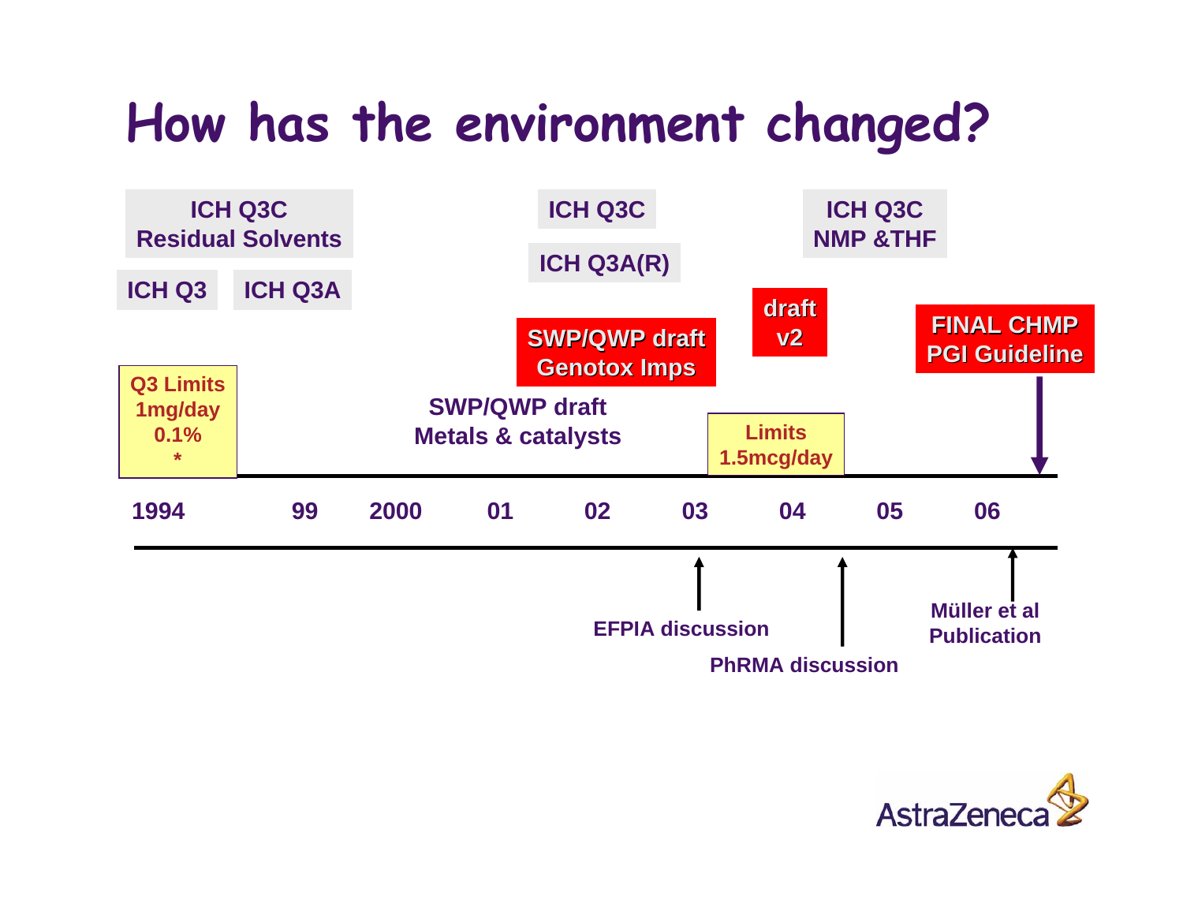# How has the environment changed?

ICH Q3C Residual Solvents

ICH Q3

ICH Q3A

Q3 Limits 1mg/day 0.1% *

ICH Q3C

ICH Q3A(R)

SWP/QWP draft Genotox Imps

SWP/QWP draft Metals & catalysts

draft v2

ICH Q3C NMP &THF

Limits 1.5mcg/day

FINAL CHMP PGI Guideline

1994 | 99 | 2000 | 01 | 02 | 03 | 04 | 05 | 06

EFPIA discussion

PhRMA discussion

Müller et al Publication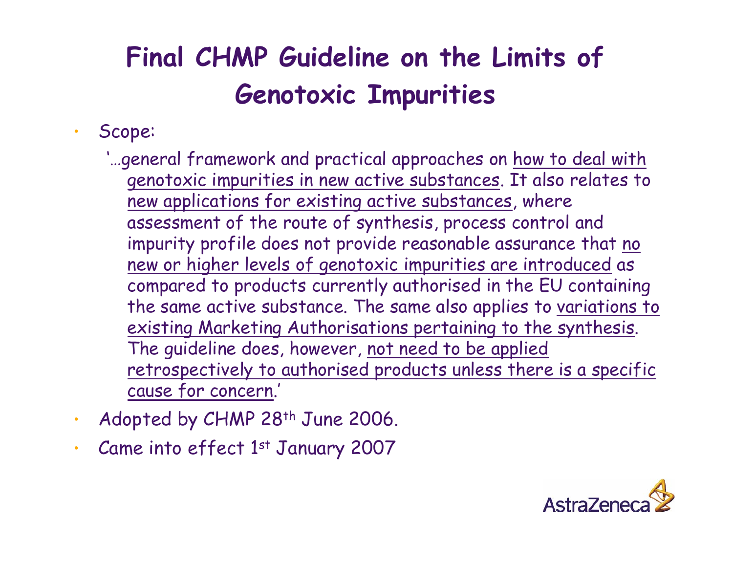# Final CHMP Guideline on the Limits of Genotoxic Impurities

- Scope:

  '…general framework and practical approaches on <u>how to deal with genotoxic impurities in new active substances</u>. It also relates to <u>new applications for existing active substances</u>, where assessment of the route of synthesis, process control and impurity profile does not provide reasonable assurance that <u>no new or higher levels of genotoxic impurities are introduced</u> as compared to products currently authorised in the EU containing the same active substance. The same also applies to <u>variations to existing Marketing Authorisations pertaining to the synthesis</u>. The guideline does, however, <u>not need to be applied retrospectively to authorised products unless there is a specific cause for concern</u>.'

- Adopted by CHMP 28th June 2006.
- Came into effect 1st January 2007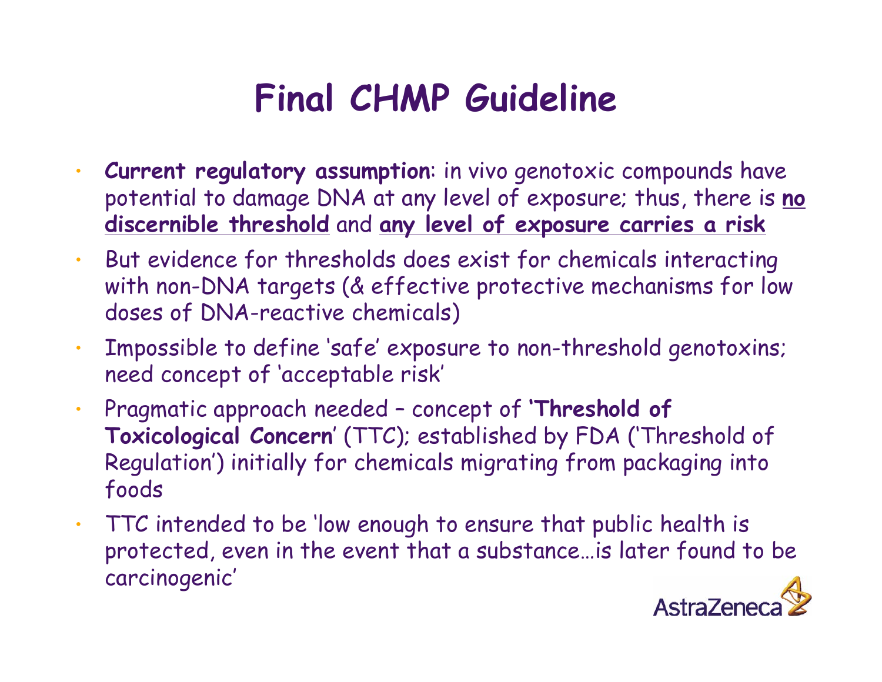# Final CHMP Guideline

- **Current regulatory assumption**: in vivo genotoxic compounds have potential to damage DNA at any level of exposure; thus, there is **no discernible threshold** and **any level of exposure carries a risk**
- But evidence for thresholds does exist for chemicals interacting with non-DNA targets (& effective protective mechanisms for low doses of DNA-reactive chemicals)
- Impossible to define 'safe' exposure to non-threshold genotoxins; need concept of 'acceptable risk'
- Pragmatic approach needed – concept of **'Threshold of Toxicological Concern'** (TTC); established by FDA ('Threshold of Regulation') initially for chemicals migrating from packaging into foods
- TTC intended to be 'low enough to ensure that public health is protected, even in the event that a substance…is later found to be carcinogenic'

AstraZeneca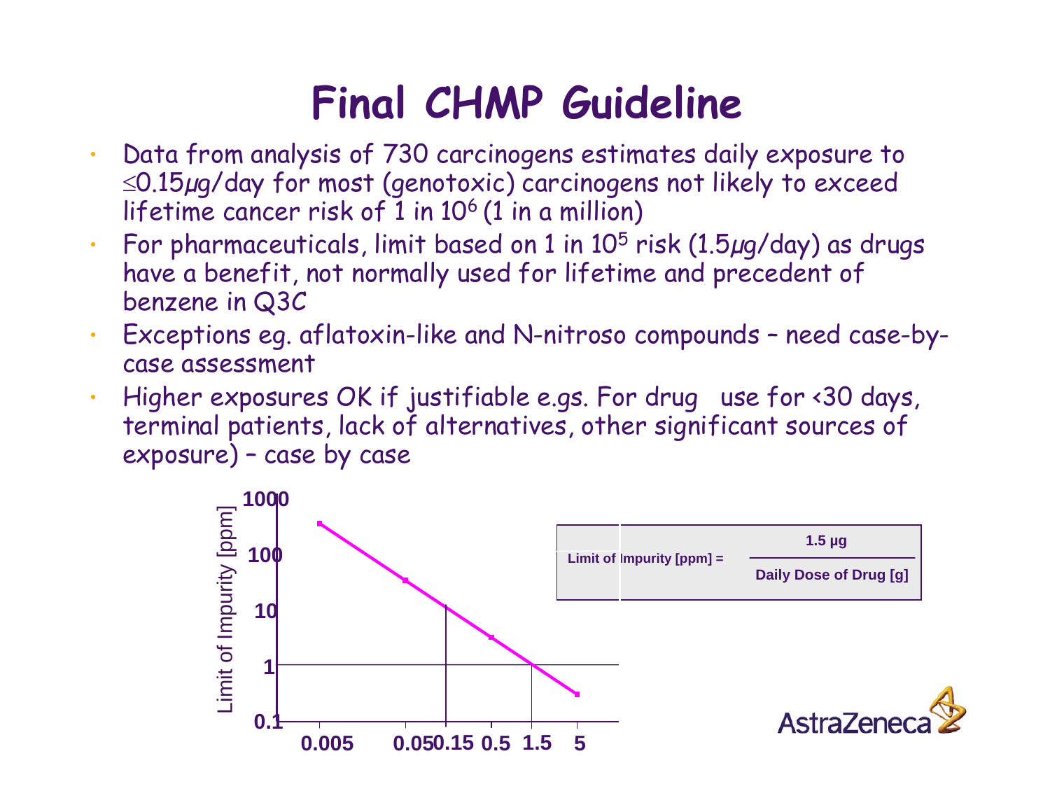# Final CHMP Guideline

- Data from analysis of 730 carcinogens estimates daily exposure to $\leq$0.15$\mu$g/day for most (genotoxic) carcinogens not likely to exceed lifetime cancer risk of 1 in $10^6$ (1 in a million)
- For pharmaceuticals, limit based on 1 in $10^5$ risk (1.5$\mu$g/day) as drugs have a benefit, not normally used for lifetime and precedent of benzene in Q3C
- Exceptions eg. aflatoxin-like and N-nitroso compounds – need case-by-case assessment
- Higher exposures OK if justifiable e.gs. For drug use for <30 days, terminal patients, lack of alternatives, other significant sources of exposure) – case by case

Limit of Impurity [ppm] vs. Daily Dose of Drug [g] (log-log scale)

- y-axis: Limit of Impurity [ppm]: 0.1, 1, 10, 100, 1000
- x-axis: 0.005, 0.05, 0.15, 0.5, 1.5, 5

$$\text{Limit of Impurity [ppm]} = \frac{1.5\ \mu g}{\text{Daily Dose of Drug [g]}}$$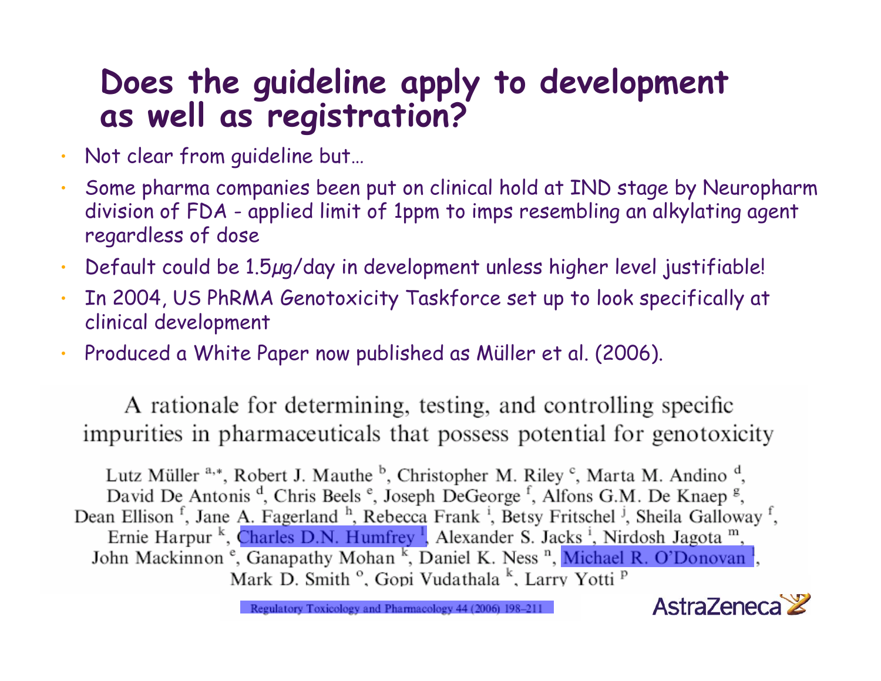# Does the guideline apply to development as well as registration?

- Not clear from guideline but…
- Some pharma companies been put on clinical hold at IND stage by Neuropharm division of FDA - applied limit of 1ppm to imps resembling an alkylating agent regardless of dose
- Default could be 1.5µg/day in development unless higher level justifiable!
- In 2004, US PhRMA Genotoxicity Taskforce set up to look specifically at clinical development
- Produced a White Paper now published as Müller et al. (2006).

A rationale for determining, testing, and controlling specific impurities in pharmaceuticals that possess potential for genotoxicity

Lutz Müller [a,*], Robert J. Mauthe [b], Christopher M. Riley [c], Marta M. Andino [d], David De Antonis [d], Chris Beels [e], Joseph DeGeorge [f], Alfons G.M. De Knaep [g], Dean Ellison [f], Jane A. Fagerland [h], Rebecca Frank [i], Betsy Fritschel [j], Sheila Galloway [f], Ernie Harpur [k], Charles D.N. Humfrey [l], Alexander S. Jacks [i], Nirdosh Jagota [m], John Mackinnon [e], Ganapathy Mohan [k], Daniel K. Ness [n], Michael R. O'Donovan [l], Mark D. Smith [o], Gopi Vudathala [k], Larry Yotti [p]

Regulatory Toxicology and Pharmacology 44 (2006) 198–211

AstraZeneca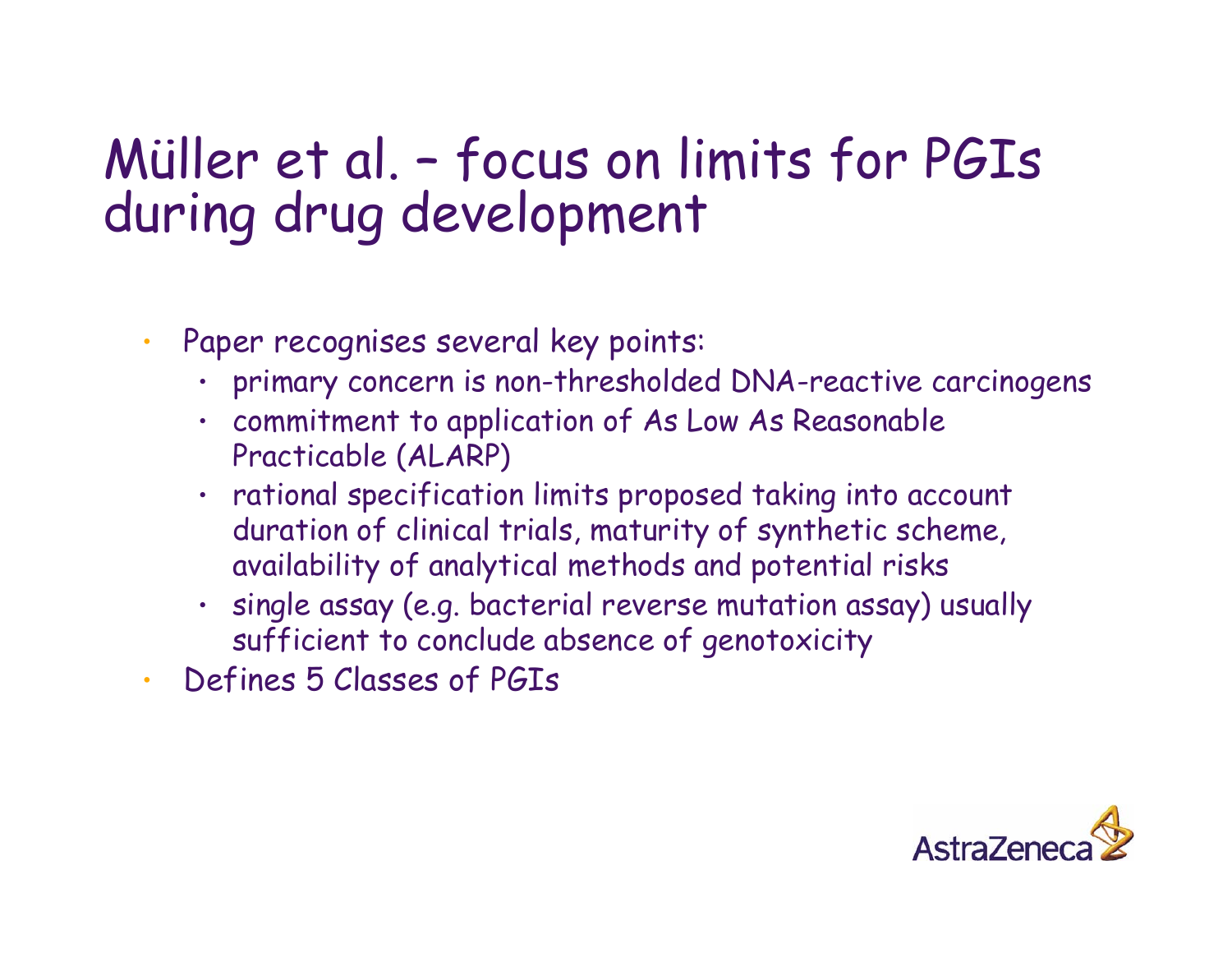# Müller et al. – focus on limits for PGIs during drug development

- Paper recognises several key points:
  - primary concern is non-thresholded DNA-reactive carcinogens
  - commitment to application of As Low As Reasonable Practicable (ALARP)
  - rational specification limits proposed taking into account duration of clinical trials, maturity of synthetic scheme, availability of analytical methods and potential risks
  - single assay (e.g. bacterial reverse mutation assay) usually sufficient to conclude absence of genotoxicity
- Defines 5 Classes of PGIs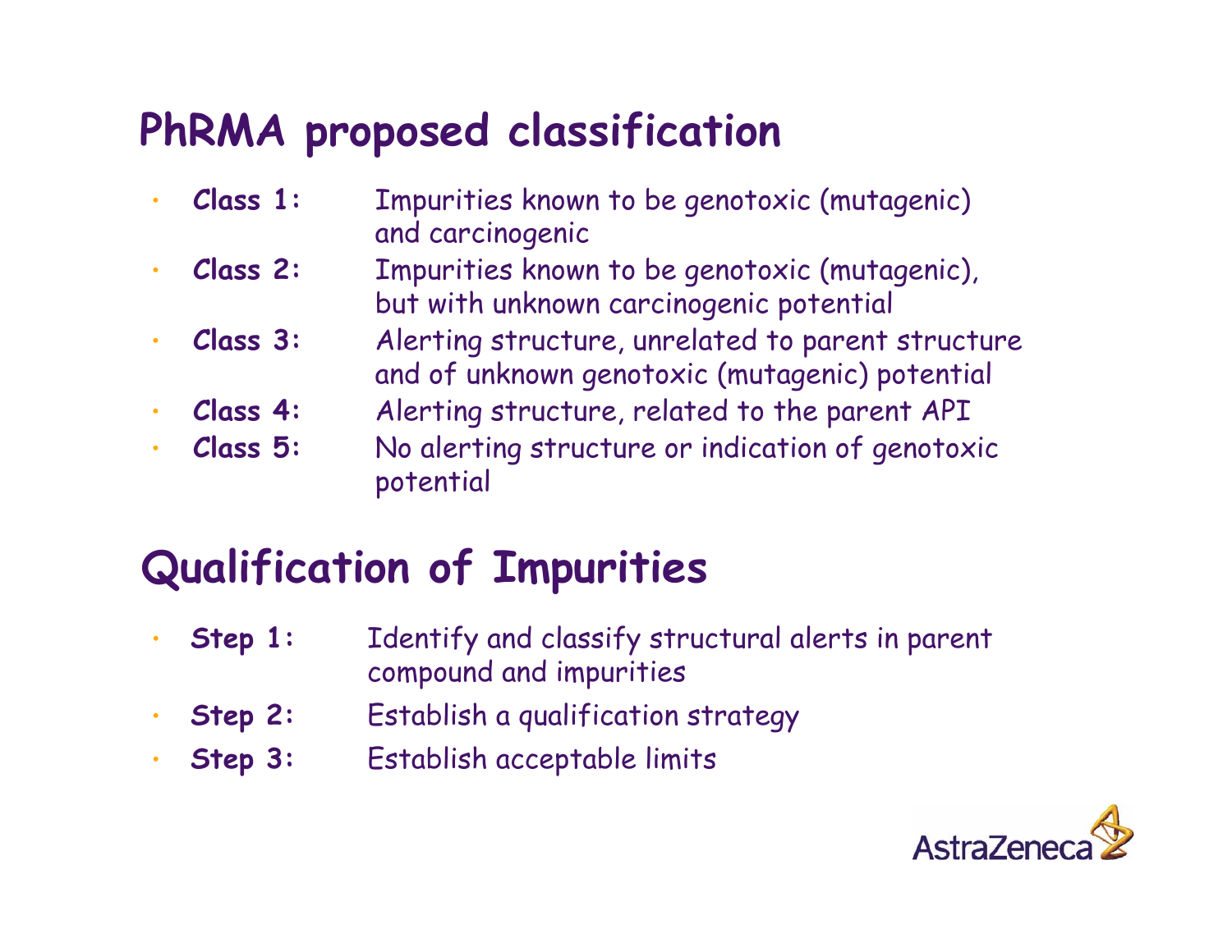## PhRMA proposed classification

- **Class 1:** Impurities known to be genotoxic (mutagenic) and carcinogenic
- **Class 2:** Impurities known to be genotoxic (mutagenic), but with unknown carcinogenic potential
- **Class 3:** Alerting structure, unrelated to parent structure and of unknown genotoxic (mutagenic) potential
- **Class 4:** Alerting structure, related to the parent API
- **Class 5:** No alerting structure or indication of genotoxic potential

## Qualification of Impurities

- **Step 1:** Identify and classify structural alerts in parent compound and impurities
- **Step 2:** Establish a qualification strategy
- **Step 3:** Establish acceptable limits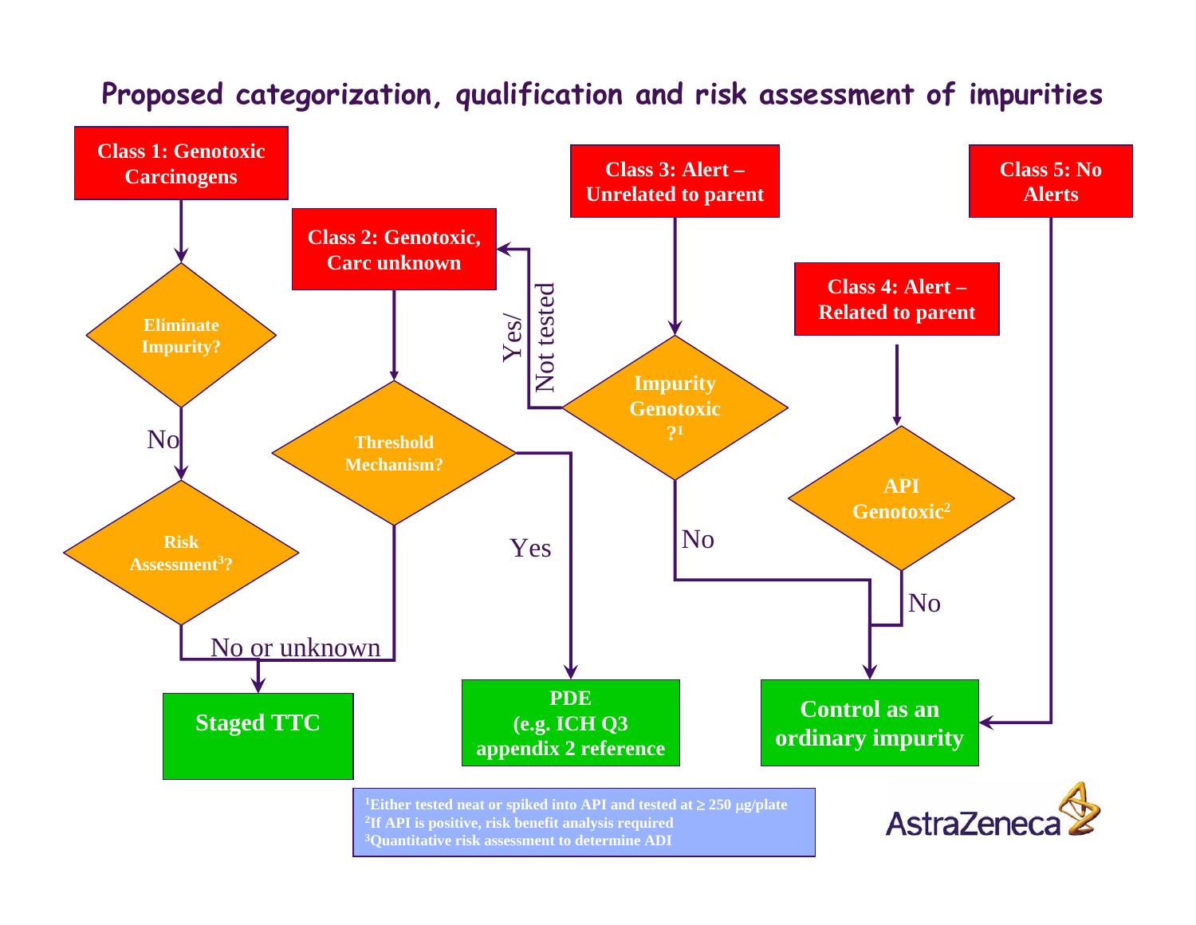# Proposed categorization, qualification and risk assessment of impurities

**Class 1: Genotoxic Carcinogens**

- Eliminate Impurity?
  - No → Risk Assessment[3]?
    - No or unknown → **Staged TTC**

**Class 2: Genotoxic, Carc unknown**

- Threshold Mechanism?
  - Yes → **PDE (e.g. ICH Q3 appendix 2 reference**
  - No or unknown → **Staged TTC**

**Class 3: Alert – Unrelated to parent**

- Impurity Genotoxic ?[1]
  - Yes/ Not tested → **Class 2: Genotoxic, Carc unknown**
  - No → **Control as an ordinary impurity**

**Class 4: Alert – Related to parent**

- API Genotoxic[2]
  - No → **Control as an ordinary impurity**

**Class 5: No Alerts**

- → **Control as an ordinary impurity**

[1]Either tested neat or spiked into API and tested at ≥ 250 µg/plate
[2]If API is positive, risk benefit analysis required
[3]Quantitative risk assessment to determine ADI

AstraZeneca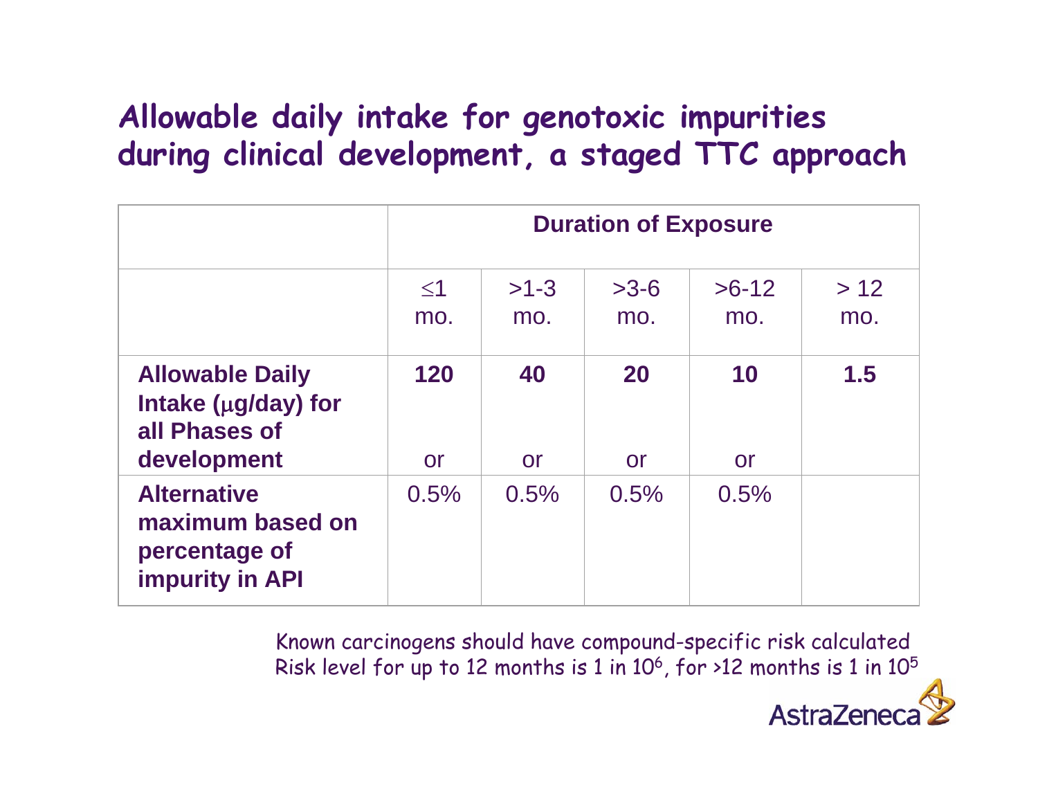# Allowable daily intake for genotoxic impurities during clinical development, a staged TTC approach

| | Duration of Exposure | | | | |
|---|---|---|---|---|---|
| | ≤1 mo. | >1-3 mo. | >3-6 mo. | >6-12 mo. | > 12 mo. |
| **Allowable Daily Intake (μg/day) for all Phases of development** | **120** or | **40** or | **20** or | **10** or | **1.5** |
| **Alternative maximum based on percentage of impurity in API** | 0.5% | 0.5% | 0.5% | 0.5% | |

Known carcinogens should have compound-specific risk calculated
Risk level for up to 12 months is 1 in $10^6$, for >12 months is 1 in $10^5$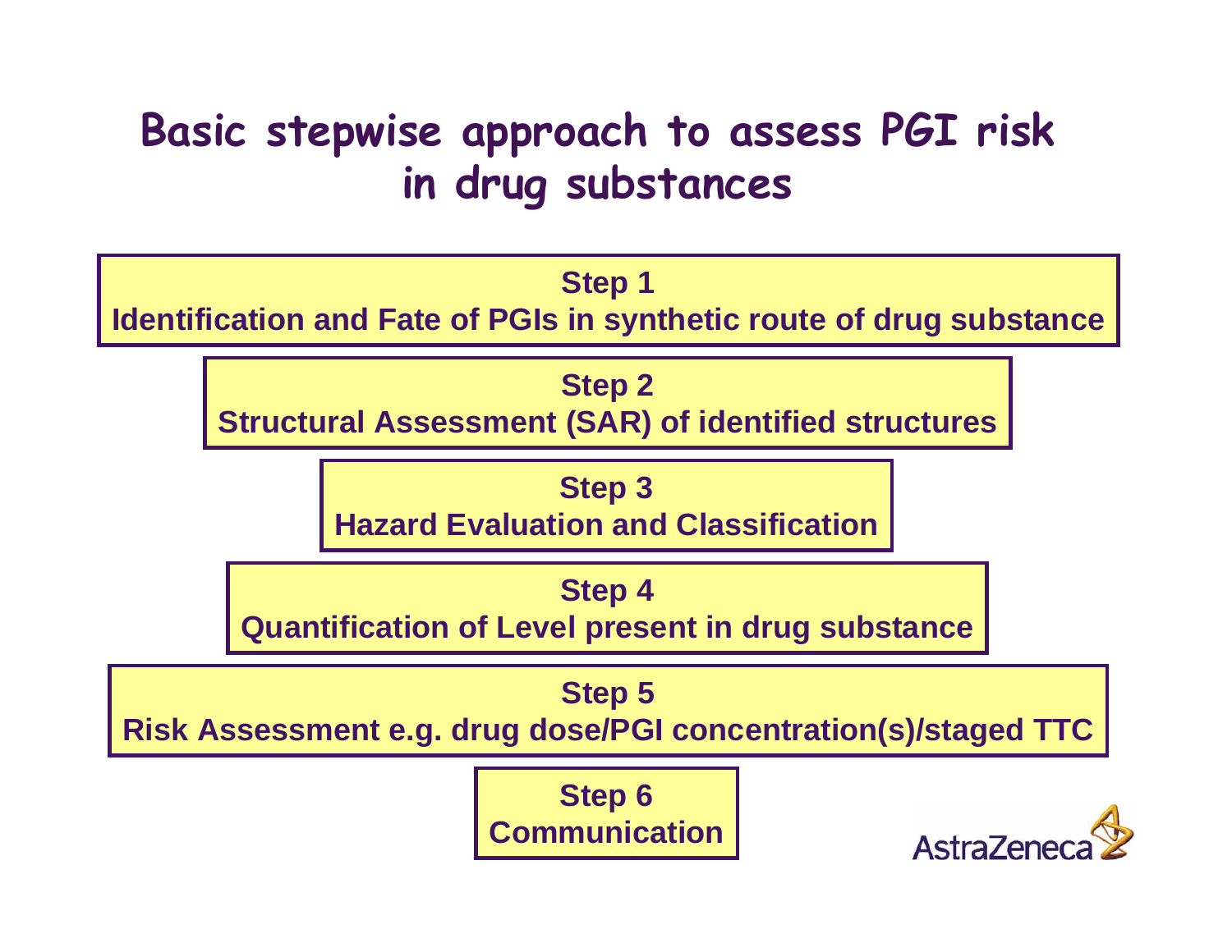# Basic stepwise approach to assess PGI risk in drug substances

**Step 1**
**Identification and Fate of PGIs in synthetic route of drug substance**

**Step 2**
**Structural Assessment (SAR) of identified structures**

**Step 3**
**Hazard Evaluation and Classification**

**Step 4**
**Quantification of Level present in drug substance**

**Step 5**
**Risk Assessment e.g. drug dose/PGI concentration(s)/staged TTC**

**Step 6**
**Communication**

AstraZeneca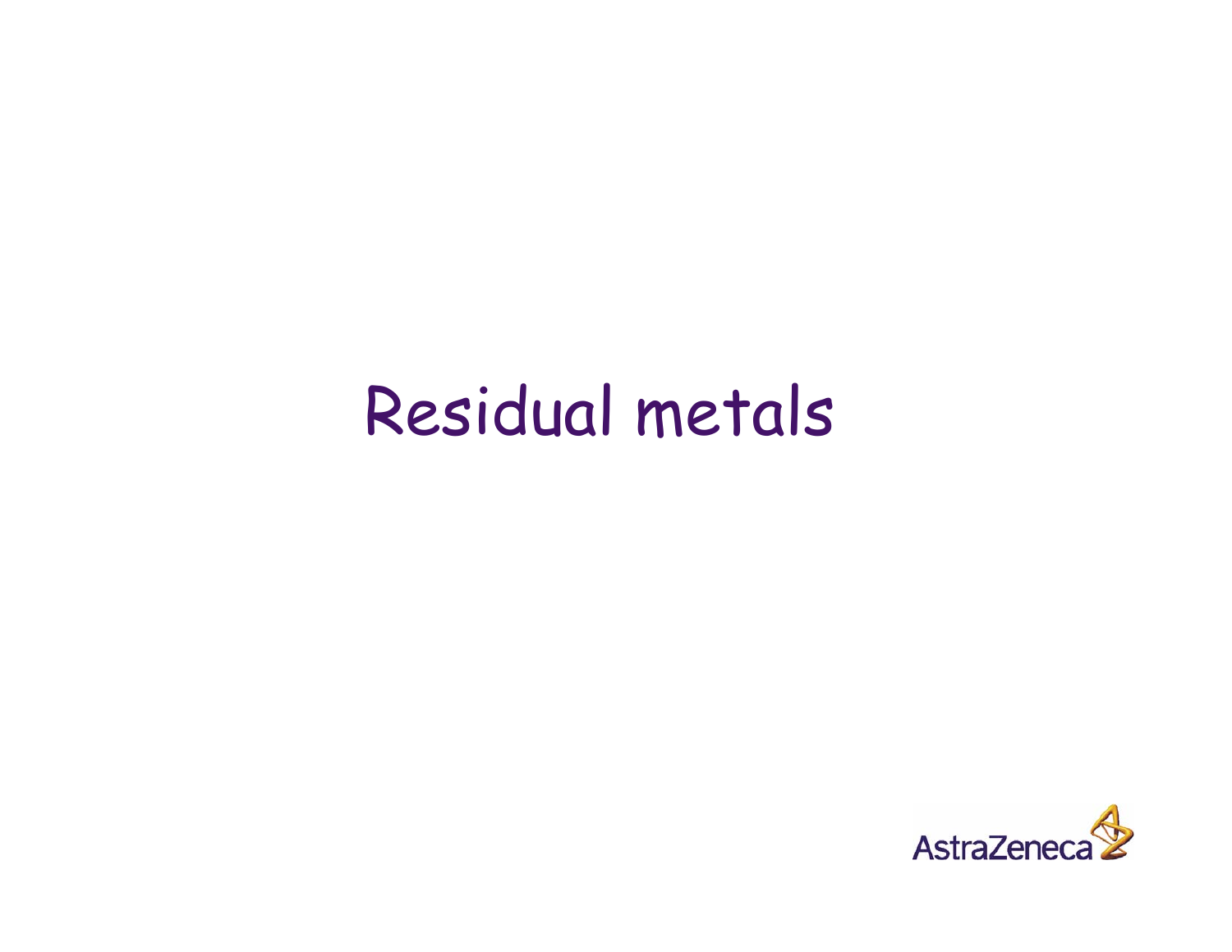# Residual metals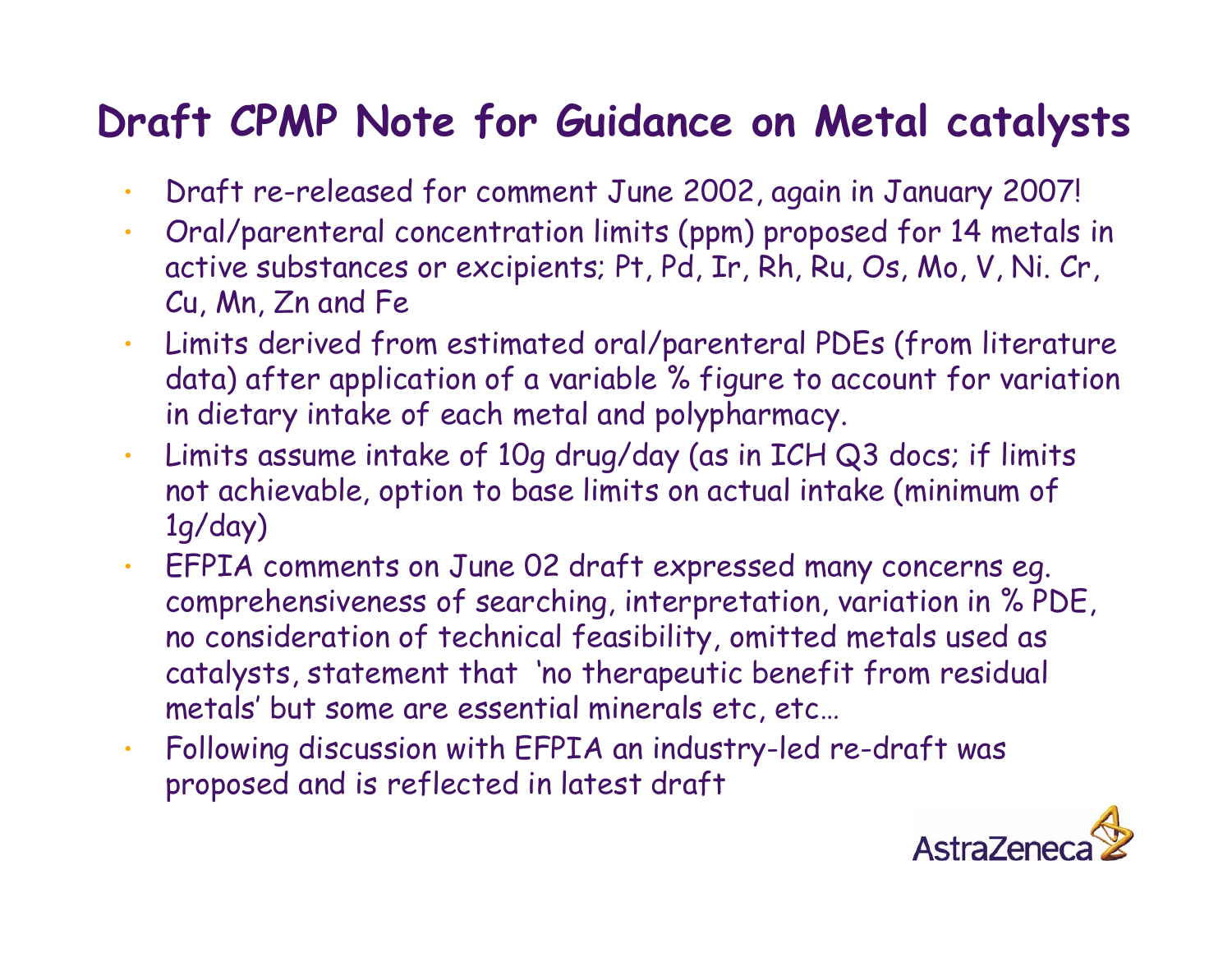# Draft CPMP Note for Guidance on Metal catalysts

- Draft re-released for comment June 2002, again in January 2007!
- Oral/parenteral concentration limits (ppm) proposed for 14 metals in active substances or excipients; Pt, Pd, Ir, Rh, Ru, Os, Mo, V, Ni. Cr, Cu, Mn, Zn and Fe
- Limits derived from estimated oral/parenteral PDEs (from literature data) after application of a variable % figure to account for variation in dietary intake of each metal and polypharmacy.
- Limits assume intake of 10g drug/day (as in ICH Q3 docs; if limits not achievable, option to base limits on actual intake (minimum of 1g/day)
- EFPIA comments on June 02 draft expressed many concerns eg. comprehensiveness of searching, interpretation, variation in % PDE, no consideration of technical feasibility, omitted metals used as catalysts, statement that 'no therapeutic benefit from residual metals' but some are essential minerals etc, etc…
- Following discussion with EFPIA an industry-led re-draft was proposed and is reflected in latest draft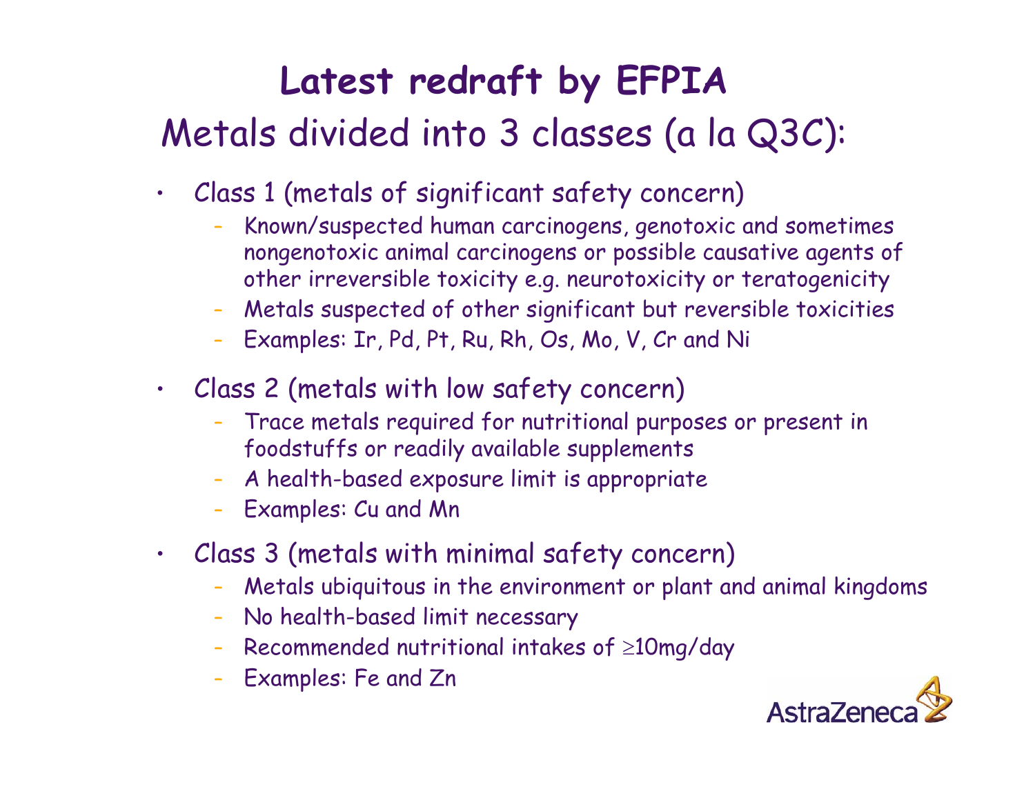# Latest redraft by EFPIA

## Metals divided into 3 classes (a la Q3C):

- Class 1 (metals of significant safety concern)
  - Known/suspected human carcinogens, genotoxic and sometimes nongenotoxic animal carcinogens or possible causative agents of other irreversible toxicity e.g. neurotoxicity or teratogenicity
  - Metals suspected of other significant but reversible toxicities
  - Examples: Ir, Pd, Pt, Ru, Rh, Os, Mo, V, Cr and Ni
- Class 2 (metals with low safety concern)
  - Trace metals required for nutritional purposes or present in foodstuffs or readily available supplements
  - A health-based exposure limit is appropriate
  - Examples: Cu and Mn
- Class 3 (metals with minimal safety concern)
  - Metals ubiquitous in the environment or plant and animal kingdoms
  - No health-based limit necessary
  - Recommended nutritional intakes of ≥10mg/day
  - Examples: Fe and Zn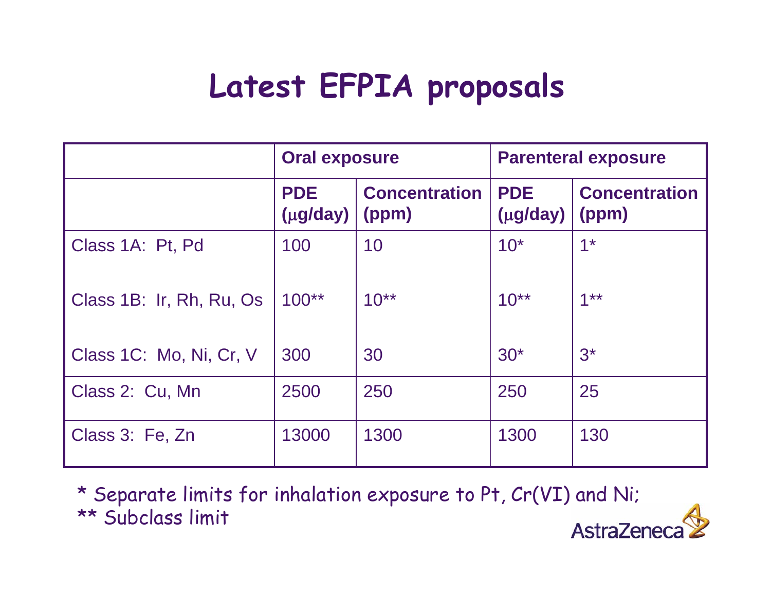# Latest EFPIA proposals

| | Oral exposure | | Parenteral exposure | |
|---|---|---|---|---|
| | PDE (μg/day) | Concentration (ppm) | PDE (μg/day) | Concentration (ppm) |
| Class 1A: Pt, Pd | 100 | 10 | 10* | 1* |
| Class 1B: Ir, Rh, Ru, Os | 100** | 10** | 10** | 1** |
| Class 1C: Mo, Ni, Cr, V | 300 | 30 | 30* | 3* |
| Class 2: Cu, Mn | 2500 | 250 | 250 | 25 |
| Class 3: Fe, Zn | 13000 | 1300 | 1300 | 130 |

* Separate limits for inhalation exposure to Pt, Cr(VI) and Ni;
** Subclass limit

AstraZeneca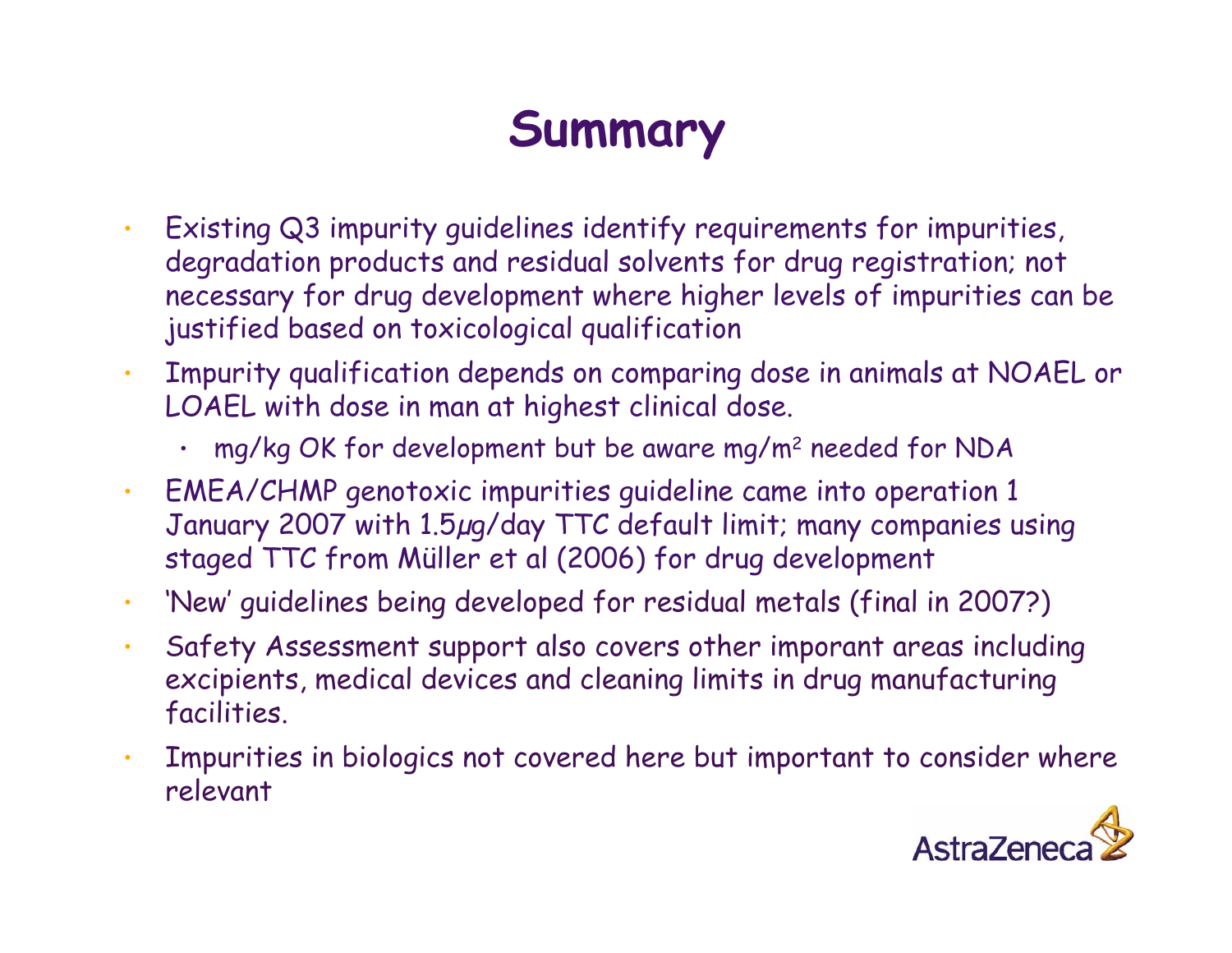# Summary

- Existing Q3 impurity guidelines identify requirements for impurities, degradation products and residual solvents for drug registration; not necessary for drug development where higher levels of impurities can be justified based on toxicological qualification
- Impurity qualification depends on comparing dose in animals at NOAEL or LOAEL with dose in man at highest clinical dose.
  - mg/kg OK for development but be aware mg/m$^2$ needed for NDA
- EMEA/CHMP genotoxic impurities guideline came into operation 1 January 2007 with 1.5µg/day TTC default limit; many companies using staged TTC from Müller et al (2006) for drug development
- 'New' guidelines being developed for residual metals (final in 2007?)
- Safety Assessment support also covers other imporant areas including excipients, medical devices and cleaning limits in drug manufacturing facilities.
- Impurities in biologics not covered here but important to consider where relevant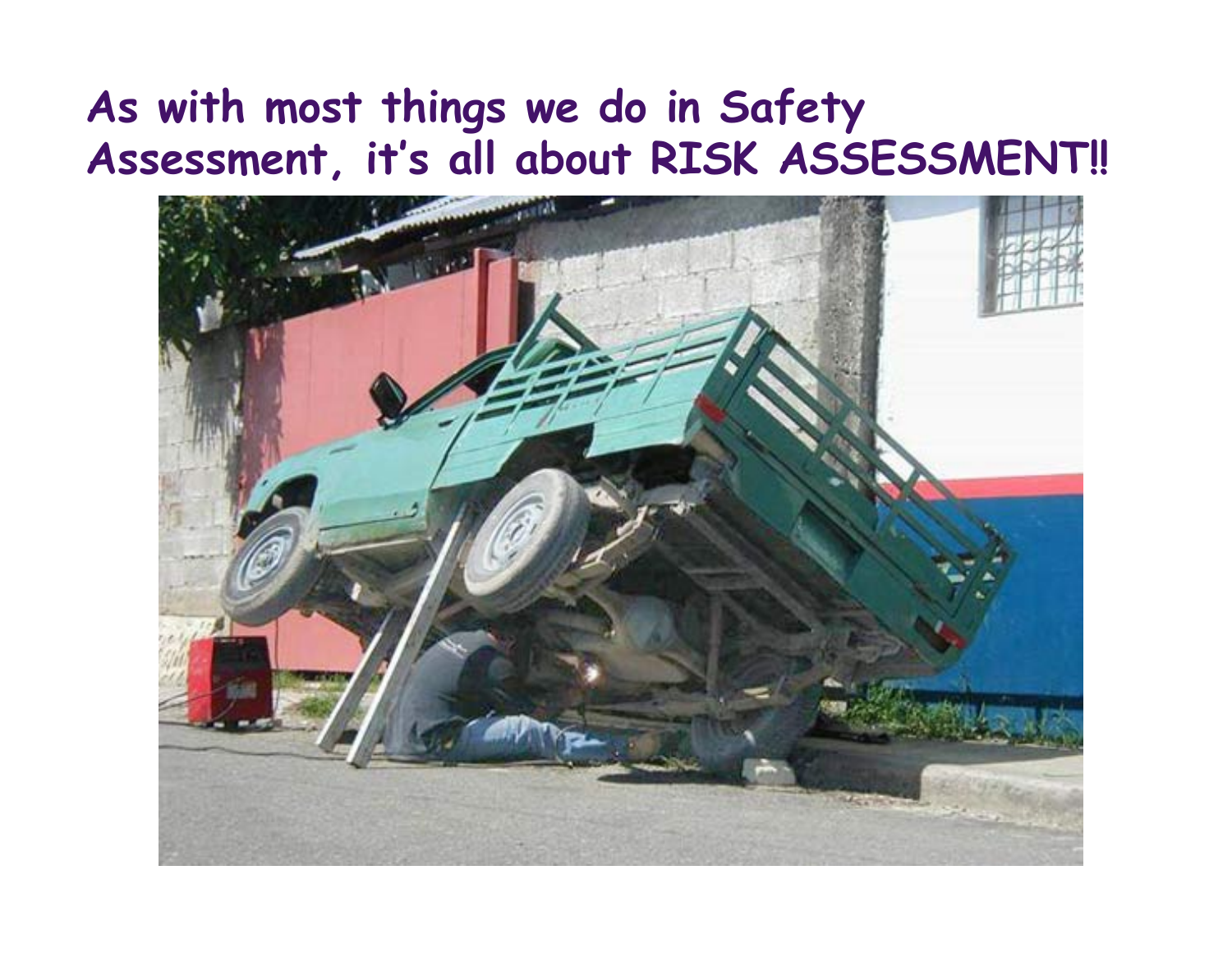# As with most things we do in Safety Assessment, it's all about RISK ASSESSMENT!!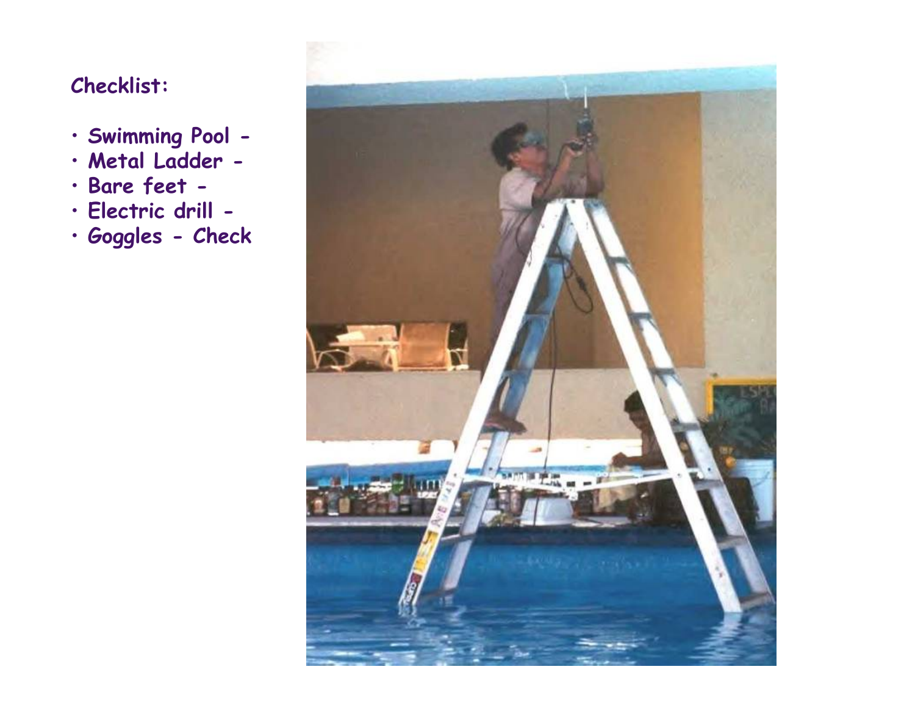**Checklist:**

- Swimming Pool -
- Metal Ladder -
- Bare feet -
- Electric drill -
- Goggles - Check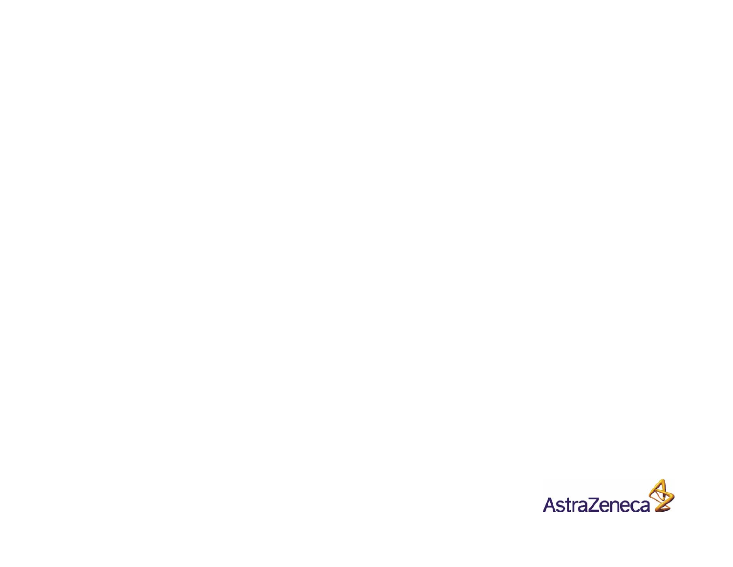AstraZeneca